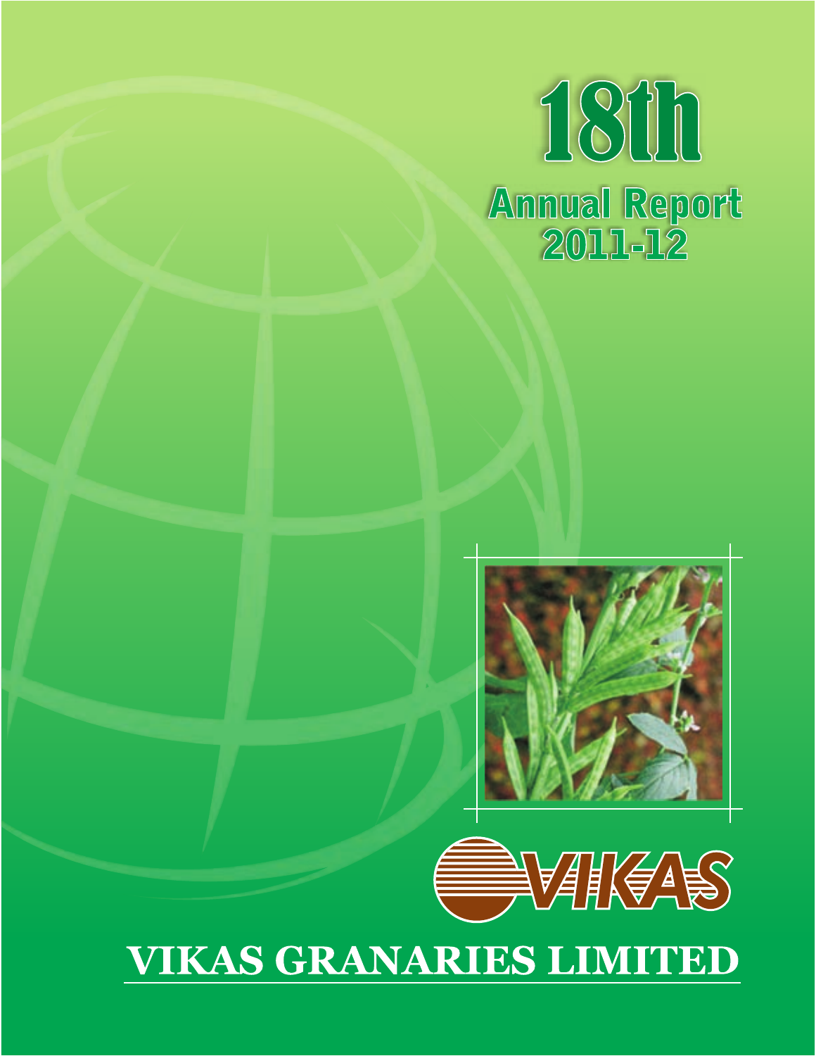# 18th

## Annual Report 2011-12

VIKAS

# VIKAS GRANARIES LIMITED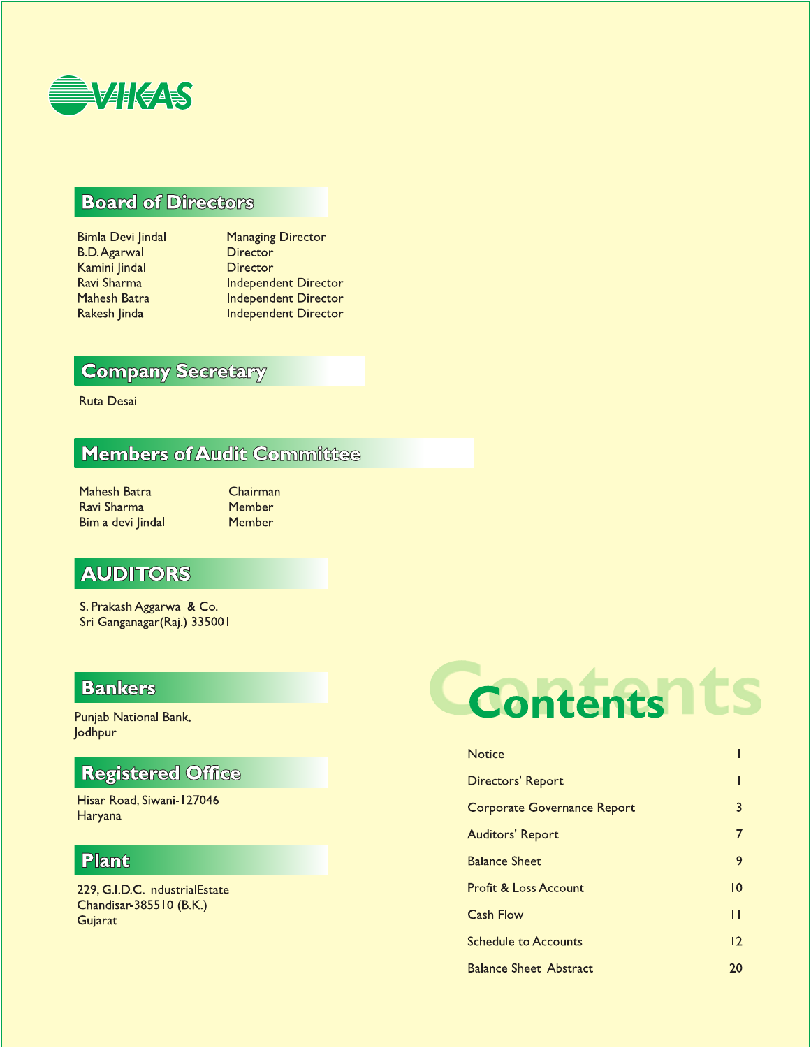# VIKAS

## Board of Directors

| | |
|---|---|
| Bimla Devi Jindal | Managing Director |
| B.D.Agarwal | Director |
| Kamini Jindal | Director |
| Ravi Sharma | Independent Director |
| Mahesh Batra | Independent Director |
| Rakesh Jindal | Independent Director |

## Company Secretary

Ruta Desai

## Members of Audit Committee

| | |
|---|---|
| Mahesh Batra | Chairman |
| Ravi Sharma | Member |
| Bimla devi Jindal | Member |

## AUDITORS

S. Prakash Aggarwal & Co.
Sri Ganganagar(Raj.) 335001

## Bankers

Punjab National Bank,
Jodhpur

## Registered Office

Hisar Road, Siwani-127046
Haryana

## Plant

229, G.I.D.C. IndustrialEstate
Chandisar-385510 (B.K.)
Gujarat

## Contents

| | |
|---|---|
| Notice | 1 |
| Directors' Report | 1 |
| Corporate Governance Report | 3 |
| Auditors' Report | 7 |
| Balance Sheet | 9 |
| Profit & Loss Account | 10 |
| Cash Flow | 11 |
| Schedule to Accounts | 12 |
| Balance Sheet Abstract | 20 |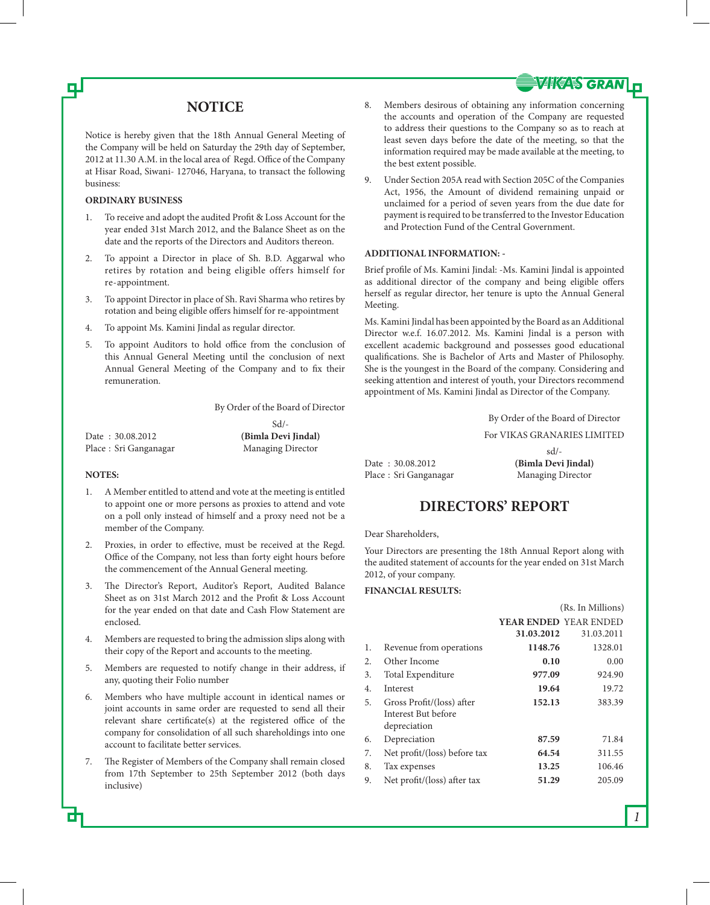# NOTICE

Notice is hereby given that the 18th Annual General Meeting of the Company will be held on Saturday the 29th day of September, 2012 at 11.30 A.M. in the local area of Regd. Office of the Company at Hisar Road, Siwani- 127046, Haryana, to transact the following business:

**ORDINARY BUSINESS**

1. To receive and adopt the audited Profit & Loss Account for the year ended 31st March 2012, and the Balance Sheet as on the date and the reports of the Directors and Auditors thereon.
2. To appoint a Director in place of Sh. B.D. Aggarwal who retires by rotation and being eligible offers himself for re-appointment.
3. To appoint Director in place of Sh. Ravi Sharma who retires by rotation and being eligible offers himself for re-appointment
4. To appoint Ms. Kamini Jindal as regular director.
5. To appoint Auditors to hold office from the conclusion of this Annual General Meeting until the conclusion of next Annual General Meeting of the Company and to fix their remuneration.

By Order of the Board of Director

Sd/-

Date : 30.08.2012
Place : Sri Ganganagar

**(Bimla Devi Jindal)**
Managing Director

**NOTES:**

1. A Member entitled to attend and vote at the meeting is entitled to appoint one or more persons as proxies to attend and vote on a poll only instead of himself and a proxy need not be a member of the Company.
2. Proxies, in order to effective, must be received at the Regd. Office of the Company, not less than forty eight hours before the commencement of the Annual General meeting.
3. The Director's Report, Auditor's Report, Audited Balance Sheet as on 31st March 2012 and the Profit & Loss Account for the year ended on that date and Cash Flow Statement are enclosed.
4. Members are requested to bring the admission slips along with their copy of the Report and accounts to the meeting.
5. Members are requested to notify change in their address, if any, quoting their Folio number
6. Members who have multiple account in identical names or joint accounts in same order are requested to send all their relevant share certificate(s) at the registered office of the company for consolidation of all such shareholdings into one account to facilitate better services.
7. The Register of Members of the Company shall remain closed from 17th September to 25th September 2012 (both days inclusive)
8. Members desirous of obtaining any information concerning the accounts and operation of the Company are requested to address their questions to the Company so as to reach at least seven days before the date of the meeting, so that the information required may be made available at the meeting, to the best extent possible.
9. Under Section 205A read with Section 205C of the Companies Act, 1956, the Amount of dividend remaining unpaid or unclaimed for a period of seven years from the due date for payment is required to be transferred to the Investor Education and Protection Fund of the Central Government.

**ADDITIONAL INFORMATION: -**

Brief profile of Ms. Kamini Jindal: -Ms. Kamini Jindal is appointed as additional director of the company and being eligible offers herself as regular director, her tenure is upto the Annual General Meeting.

Ms. Kamini Jindal has been appointed by the Board as an Additional Director w.e.f. 16.07.2012. Ms. Kamini Jindal is a person with excellent academic background and possesses good educational qualifications. She is Bachelor of Arts and Master of Philosophy. She is the youngest in the Board of the company. Considering and seeking attention and interest of youth, your Directors recommend appointment of Ms. Kamini Jindal as Director of the Company.

By Order of the Board of Director

For VIKAS GRANARIES LIMITED

sd/-

Date : 30.08.2012
Place : Sri Ganganagar

**(Bimla Devi Jindal)**
Managing Director

# DIRECTORS' REPORT

Dear Shareholders,

Your Directors are presenting the 18th Annual Report along with the audited statement of accounts for the year ended on 31st March 2012, of your company.

**FINANCIAL RESULTS:**

(Rs. In Millions)

| | | **YEAR ENDED 31.03.2012** | YEAR ENDED 31.03.2011 |
|---|---|---|---|
| 1. | Revenue from operations | **1148.76** | 1328.01 |
| 2. | Other Income | **0.10** | 0.00 |
| 3. | Total Expenditure | **977.09** | 924.90 |
| 4. | Interest | **19.64** | 19.72 |
| 5. | Gross Profit/(loss) after Interest But before depreciation | **152.13** | 383.39 |
| 6. | Depreciation | **87.59** | 71.84 |
| 7. | Net profit/(loss) before tax | **64.54** | 311.55 |
| 8. | Tax expenses | **13.25** | 106.46 |
| 9. | Net profit/(loss) after tax | **51.29** | 205.09 |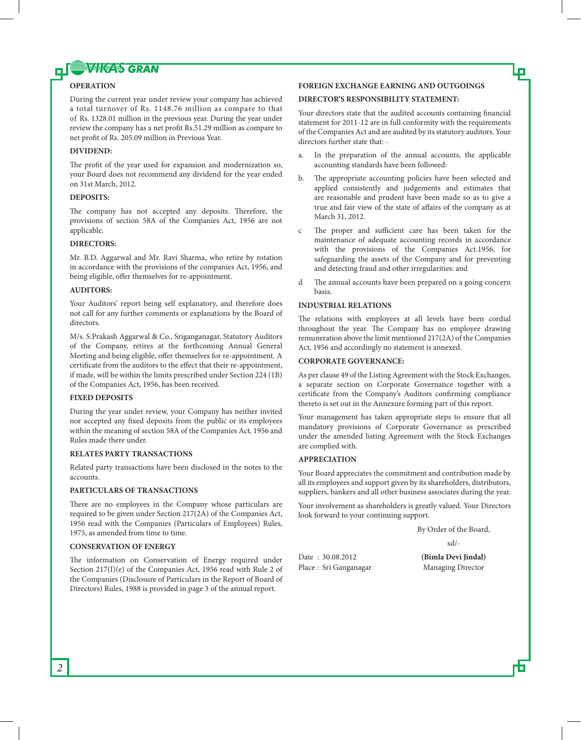### OPERATION

During the current year under review your company has achieved a total turnover of Rs. 1148.76 million as compare to that of Rs. 1328.01 million in the previous year. During the year under review the company has a net profit Rs.51.29 million as compare to net profit of Rs. 205.09 million in Previous Year.

### DIVIDEND:

The profit of the year used for expansion and modernization so, your Board does not recommend any dividend for the year ended on 31st March, 2012.

### DEPOSITS:

The company has not accepted any deposits. Therefore, the provisions of section 58A of the Companies Act, 1956 are not applicable.

### DIRECTORS:

Mr. B.D. Aggarwal and Mr. Ravi Sharma, who retire by rotation in accordance with the provisions of the companies Act, 1956, and being eligible, offer themselves for re-appointment.

### AUDITORS:

Your Auditors' report being self explanatory, and therefore does not call for any further comments or explanations by the Board of directors.

M/s. S.Prakash Aggarwal & Co., Sriganganagar, Statutory Auditors of the Company, retires at the forthcoming Annual General Meeting and being eligible, offer themselves for re-appointment. A certificate from the auditors to the effect that their re-appointment, if made, will be within the limits prescribed under Section 224 (1B) of the Companies Act, 1956, has been received.

### FIXED DEPOSITS

During the year under review, your Company has neither invited nor accepted any fixed deposits from the public or its employees within the meaning of section 58A of the Companies Act, 1956 and Rules made there under.

### RELATES PARTY TRANSACTIONS

Related party transactions have been disclosed in the notes to the accounts.

### PARTICULARS OF TRANSACTIONS

There are no employees in the Company whose particulars are required to be given under Section 217(2A) of the Companies Act, 1956 read with the Companies (Particulars of Employees) Rules, 1975, as amended from time to time.

### CONSERVATION OF ENERGY

The information on Conservation of Energy required under Section 217(I)(e) of the Companies Act, 1956 read with Rule 2 of the Companies (Disclosure of Particulars in the Report of Board of Directors) Rules, 1988 is provided in page 3 of the annual report.

### FOREIGN EXCHANGE EARNING AND OUTGOINGS

### DIRECTOR'S RESPONSIBILITY STATEMENT:

Your directors state that the audited accounts containing financial statement for 2011-12 are in full conformity with the requirements of the Companies Act and are audited by its statutory auditors. Your directors further state that: -

a. In the preparation of the annual accounts, the applicable accounting standards have been followed:

b. The appropriate accounting policies have been selected and applied consistently and judgements and estimates that are reasonable and prudent have been made so as to give a true and fair view of the state of affairs of the company as at March 31, 2012.

c The proper and sufficient care has been taken for the maintenance of adequate accounting records in accordance with the provisions of the Companies Act.1956, for safeguarding the assets of the Company and for preventing and detecting fraud and other irregularities: and

d The annual accounts have been prepared on a going concern basis.

### INDUSTRIAL RELATIONS

The relations with employees at all levels have been cordial throughout the year. The Company has no employee drawing remuneration above the limit mentioned 217(2A) of the Companies Act, 1956 and accordingly no statement is annexed.

### CORPORATE GOVERNANCE:

As per clause 49 of the Listing Agreement with the Stock Exchanges, a separate section on Corporate Governance together with a certificate from the Company's Auditors confirming compliance thereto is set out in the Annexure forming part of this report.

Your management has taken appropriate steps to ensure that all mandatory provisions of Corporate Governance as prescribed under the amended listing Agreement with the Stock Exchanges are complied with.

### APPRECIATION

Your Board appreciates the commitment and contribution made by all its employees and support given by its shareholders, distributors, suppliers, bankers and all other business associates during the year.

Your involvement as shareholders is greatly valued. Your Directors look forward to your continuing support.

By Order of the Board,

sd/-

Date : 30.08.2012
Place : Sri Ganganagar

**(Bimla Devi Jindal)**
Managing Director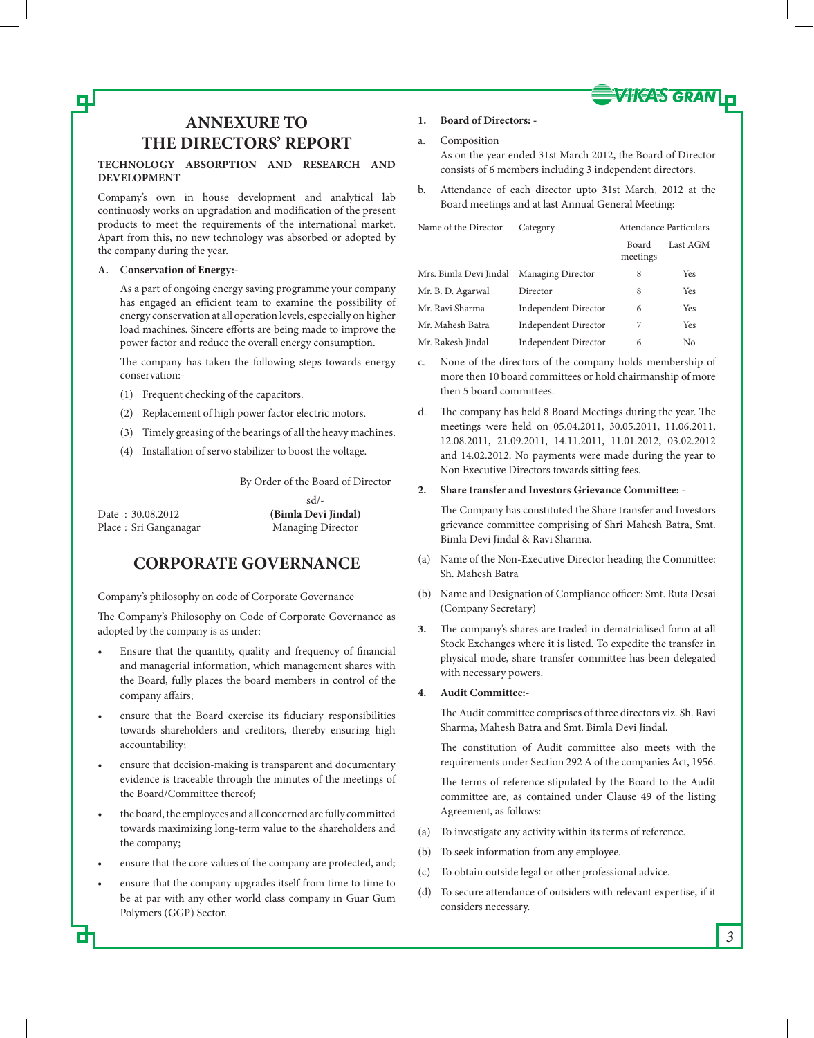# ANNEXURE TO THE DIRECTORS' REPORT

**TECHNOLOGY ABSORPTION AND RESEARCH AND DEVELOPMENT**

Company's own in house development and analytical lab continuosly works on upgradation and modification of the present products to meet the requirements of the international market. Apart from this, no new technology was absorbed or adopted by the company during the year.

**A. Conservation of Energy:-**

As a part of ongoing energy saving programme your company has engaged an efficient team to examine the possibility of energy conservation at all operation levels, especially on higher load machines. Sincere efforts are being made to improve the power factor and reduce the overall energy consumption.

The company has taken the following steps towards energy conservation:-

(1) Frequent checking of the capacitors.

(2) Replacement of high power factor electric motors.

(3) Timely greasing of the bearings of all the heavy machines.

(4) Installation of servo stabilizer to boost the voltage.

By Order of the Board of Director

sd/-

Date : 30.08.2012
Place : Sri Ganganagar

**(Bimla Devi Jindal)**
Managing Director

# CORPORATE GOVERNANCE

Company's philosophy on code of Corporate Governance

The Company's Philosophy on Code of Corporate Governance as adopted by the company is as under:

- Ensure that the quantity, quality and frequency of financial and managerial information, which management shares with the Board, fully places the board members in control of the company affairs;
- ensure that the Board exercise its fiduciary responsibilities towards shareholders and creditors, thereby ensuring high accountability;
- ensure that decision-making is transparent and documentary evidence is traceable through the minutes of the meetings of the Board/Committee thereof;
- the board, the employees and all concerned are fully committed towards maximizing long-term value to the shareholders and the company;
- ensure that the core values of the company are protected, and;
- ensure that the company upgrades itself from time to time to be at par with any other world class company in Guar Gum Polymers (GGP) Sector.

**1. Board of Directors: -**

a. Composition
As on the year ended 31st March 2012, the Board of Director consists of 6 members including 3 independent directors.

b. Attendance of each director upto 31st March, 2012 at the Board meetings and at last Annual General Meeting:

| Name of the Director | Category | Attendance Particulars | |
|---|---|---|---|
| | | Board meetings | Last AGM |
| Mrs. Bimla Devi Jindal | Managing Director | 8 | Yes |
| Mr. B. D. Agarwal | Director | 8 | Yes |
| Mr. Ravi Sharma | Independent Director | 6 | Yes |
| Mr. Mahesh Batra | Independent Director | 7 | Yes |
| Mr. Rakesh Jindal | Independent Director | 6 | No |

c. None of the directors of the company holds membership of more then 10 board committees or hold chairmanship of more then 5 board committees.

d. The company has held 8 Board Meetings during the year. The meetings were held on 05.04.2011, 30.05.2011, 11.06.2011, 12.08.2011, 21.09.2011, 14.11.2011, 11.01.2012, 03.02.2012 and 14.02.2012. No payments were made during the year to Non Executive Directors towards sitting fees.

**2. Share transfer and Investors Grievance Committee: -**

The Company has constituted the Share transfer and Investors grievance committee comprising of Shri Mahesh Batra, Smt. Bimla Devi Jindal & Ravi Sharma.

(a) Name of the Non-Executive Director heading the Committee: Sh. Mahesh Batra

(b) Name and Designation of Compliance officer: Smt. Ruta Desai (Company Secretary)

**3.** The company's shares are traded in dematrialised form at all Stock Exchanges where it is listed. To expedite the transfer in physical mode, share transfer committee has been delegated with necessary powers.

**4. Audit Committee:-**

The Audit committee comprises of three directors viz. Sh. Ravi Sharma, Mahesh Batra and Smt. Bimla Devi Jindal.

The constitution of Audit committee also meets with the requirements under Section 292 A of the companies Act, 1956.

The terms of reference stipulated by the Board to the Audit committee are, as contained under Clause 49 of the listing Agreement, as follows:

(a) To investigate any activity within its terms of reference.

(b) To seek information from any employee.

(c) To obtain outside legal or other professional advice.

(d) To secure attendance of outsiders with relevant expertise, if it considers necessary.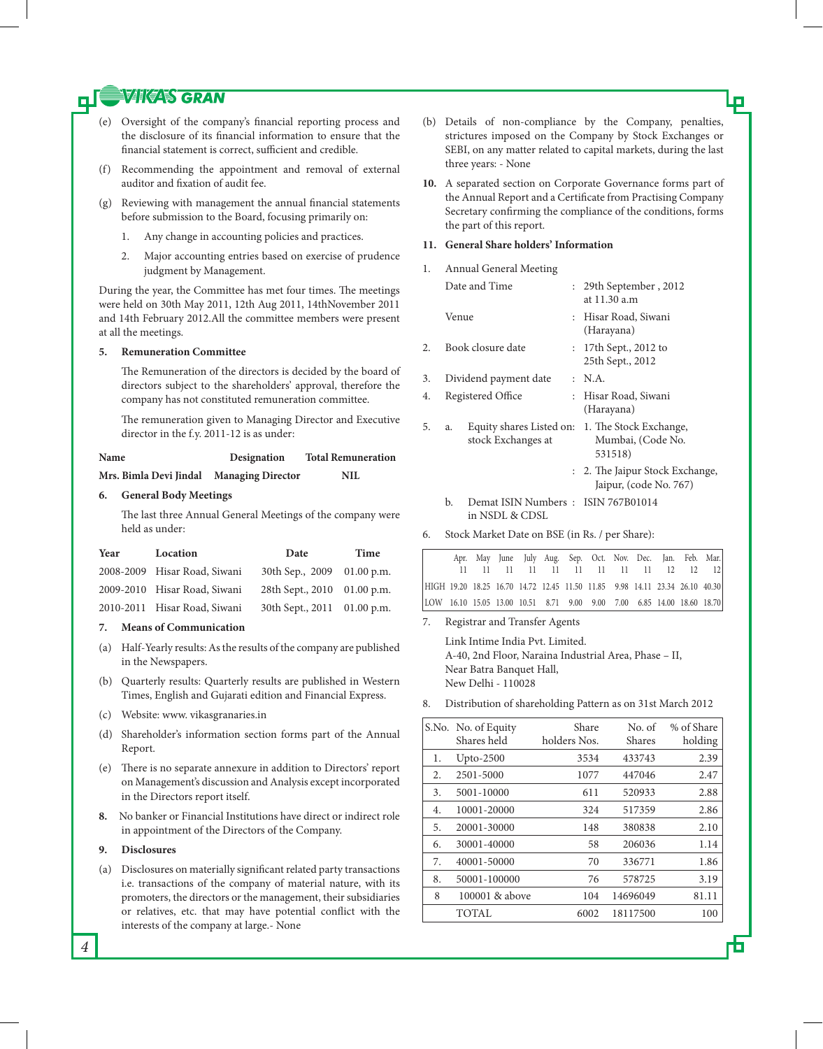(e) Oversight of the company's financial reporting process and the disclosure of its financial information to ensure that the financial statement is correct, sufficient and credible.

(f) Recommending the appointment and removal of external auditor and fixation of audit fee.

(g) Reviewing with management the annual financial statements before submission to the Board, focusing primarily on:

1. Any change in accounting policies and practices.
2. Major accounting entries based on exercise of prudence judgment by Management.

During the year, the Committee has met four times. The meetings were held on 30th May 2011, 12th Aug 2011, 14thNovember 2011 and 14th February 2012.All the committee members were present at all the meetings.

**5. Remuneration Committee**

The Remuneration of the directors is decided by the board of directors subject to the shareholders' approval, therefore the company has not constituted remuneration committee.

The remuneration given to Managing Director and Executive director in the f.y. 2011-12 is as under:

| Name | Designation | Total Remuneration |
|---|---|---|
| **Mrs. Bimla Devi Jindal** | **Managing Director** | **NIL** |

**6. General Body Meetings**

The last three Annual General Meetings of the company were held as under:

| Year | Location | Date | Time |
|---|---|---|---|
| 2008-2009 | Hisar Road, Siwani | 30th Sep., 2009 | 01.00 p.m. |
| 2009-2010 | Hisar Road, Siwani | 28th Sept., 2010 | 01.00 p.m. |
| 2010-2011 | Hisar Road, Siwani | 30th Sept., 2011 | 01.00 p.m. |

**7. Means of Communication**

(a) Half-Yearly results: As the results of the company are published in the Newspapers.

(b) Quarterly results: Quarterly results are published in Western Times, English and Gujarati edition and Financial Express.

(c) Website: www. vikasgranaries.in

(d) Shareholder's information section forms part of the Annual Report.

(e) There is no separate annexure in addition to Directors' report on Management's discussion and Analysis except incorporated in the Directors report itself.

**8.** No banker or Financial Institutions have direct or indirect role in appointment of the Directors of the Company.

**9. Disclosures**

(a) Disclosures on materially significant related party transactions i.e. transactions of the company of material nature, with its promoters, the directors or the management, their subsidiaries or relatives, etc. that may have potential conflict with the interests of the company at large.- None

(b) Details of non-compliance by the Company, penalties, strictures imposed on the Company by Stock Exchanges or SEBI, on any matter related to capital markets, during the last three years: - None

**10.** A separated section on Corporate Governance forms part of the Annual Report and a Certificate from Practising Company Secretary confirming the compliance of the conditions, forms the part of this report.

**11. General Share holders' Information**

1. Annual General Meeting
   - Date and Time : 29th September , 2012 at 11.30 a.m
   - Venue : Hisar Road, Siwani (Harayana)
2. Book closure date : 17th Sept., 2012 to 25th Sept., 2012
3. Dividend payment date : N.A.
4. Registered Office : Hisar Road, Siwani (Harayana)
5. a. Equity shares Listed on: stock Exchanges at
   1. The Stock Exchange, Mumbai, (Code No. 531518)
   2. The Jaipur Stock Exchange, Jaipur, (code No. 767)

   b. Demat ISIN Numbers in NSDL & CDSL : ISIN 767B01014
6. Stock Market Date on BSE (in Rs. / per Share):

| | Apr. 11 | May 11 | June 11 | July 11 | Aug. 11 | Sep. 11 | Oct. 11 | Nov. 11 | Dec. 11 | Jan. 12 | Feb. 12 | Mar. 12 |
|---|---|---|---|---|---|---|---|---|---|---|---|---|
| HIGH | 19.20 | 18.25 | 16.70 | 14.72 | 12.45 | 11.50 | 11.85 | 9.98 | 14.11 | 23.34 | 26.10 | 40.30 |
| LOW | 16.10 | 15.05 | 13.00 | 10.51 | 8.71 | 9.00 | 9.00 | 7.00 | 6.85 | 14.00 | 18.60 | 18.70 |

7. Registrar and Transfer Agents

   Link Intime India Pvt. Limited.
   A-40, 2nd Floor, Naraina Industrial Area, Phase – II,
   Near Batra Banquet Hall,
   New Delhi - 110028

8. Distribution of shareholding Pattern as on 31st March 2012

| S.No. | No. of Equity Shares held | Share holders Nos. | No. of Shares | % of Share holding |
|---|---|---|---|---|
| 1. | Upto-2500 | 3534 | 433743 | 2.39 |
| 2. | 2501-5000 | 1077 | 447046 | 2.47 |
| 3. | 5001-10000 | 611 | 520933 | 2.88 |
| 4. | 10001-20000 | 324 | 517359 | 2.86 |
| 5. | 20001-30000 | 148 | 380838 | 2.10 |
| 6. | 30001-40000 | 58 | 206036 | 1.14 |
| 7. | 40001-50000 | 70 | 336771 | 1.86 |
| 8. | 50001-100000 | 76 | 578725 | 3.19 |
| 8 | 100001 & above | 104 | 14696049 | 81.11 |
| | TOTAL | 6002 | 18117500 | 100 |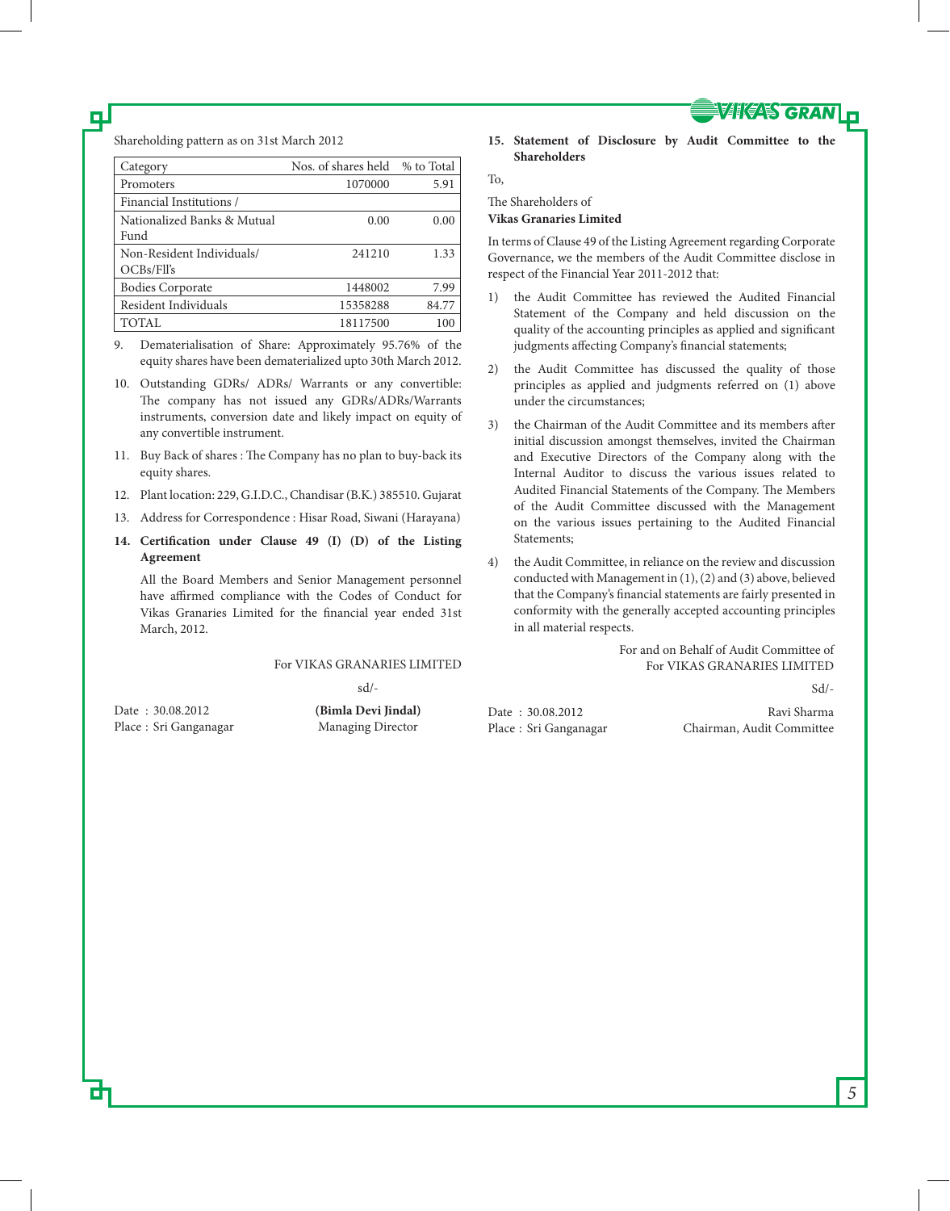Shareholding pattern as on 31st March 2012

| Category | Nos. of shares held | % to Total |
|---|---|---|
| Promoters | 1070000 | 5.91 |
| Financial Institutions / | | |
| Nationalized Banks & Mutual Fund | 0.00 | 0.00 |
| Non-Resident Individuals/ OCBs/FII's | 241210 | 1.33 |
| Bodies Corporate | 1448002 | 7.99 |
| Resident Individuals | 15358288 | 84.77 |
| TOTAL | 18117500 | 100 |

9. Dematerialisation of Share: Approximately 95.76% of the equity shares have been dematerialized upto 30th March 2012.

10. Outstanding GDRs/ ADRs/ Warrants or any convertible: The company has not issued any GDRs/ADRs/Warrants instruments, conversion date and likely impact on equity of any convertible instrument.

11. Buy Back of shares : The Company has no plan to buy-back its equity shares.

12. Plant location: 229, G.I.D.C., Chandisar (B.K.) 385510. Gujarat

13. Address for Correspondence : Hisar Road, Siwani (Harayana)

**14. Certification under Clause 49 (I) (D) of the Listing Agreement**

All the Board Members and Senior Management personnel have affirmed compliance with the Codes of Conduct for Vikas Granaries Limited for the financial year ended 31st March, 2012.

For VIKAS GRANARIES LIMITED

sd/-

Date : 30.08.2012
Place : Sri Ganganagar

**(Bimla Devi Jindal)**
Managing Director

**15. Statement of Disclosure by Audit Committee to the Shareholders**

To,

The Shareholders of
**Vikas Granaries Limited**

In terms of Clause 49 of the Listing Agreement regarding Corporate Governance, we the members of the Audit Committee disclose in respect of the Financial Year 2011-2012 that:

1) the Audit Committee has reviewed the Audited Financial Statement of the Company and held discussion on the quality of the accounting principles as applied and significant judgments affecting Company's financial statements;

2) the Audit Committee has discussed the quality of those principles as applied and judgments referred on (1) above under the circumstances;

3) the Chairman of the Audit Committee and its members after initial discussion amongst themselves, invited the Chairman and Executive Directors of the Company along with the Internal Auditor to discuss the various issues related to Audited Financial Statements of the Company. The Members of the Audit Committee discussed with the Management on the various issues pertaining to the Audited Financial Statements;

4) the Audit Committee, in reliance on the review and discussion conducted with Management in (1), (2) and (3) above, believed that the Company's financial statements are fairly presented in conformity with the generally accepted accounting principles in all material respects.

For and on Behalf of Audit Committee of
For VIKAS GRANARIES LIMITED

Sd/-

Date : 30.08.2012
Place : Sri Ganganagar

Ravi Sharma
Chairman, Audit Committee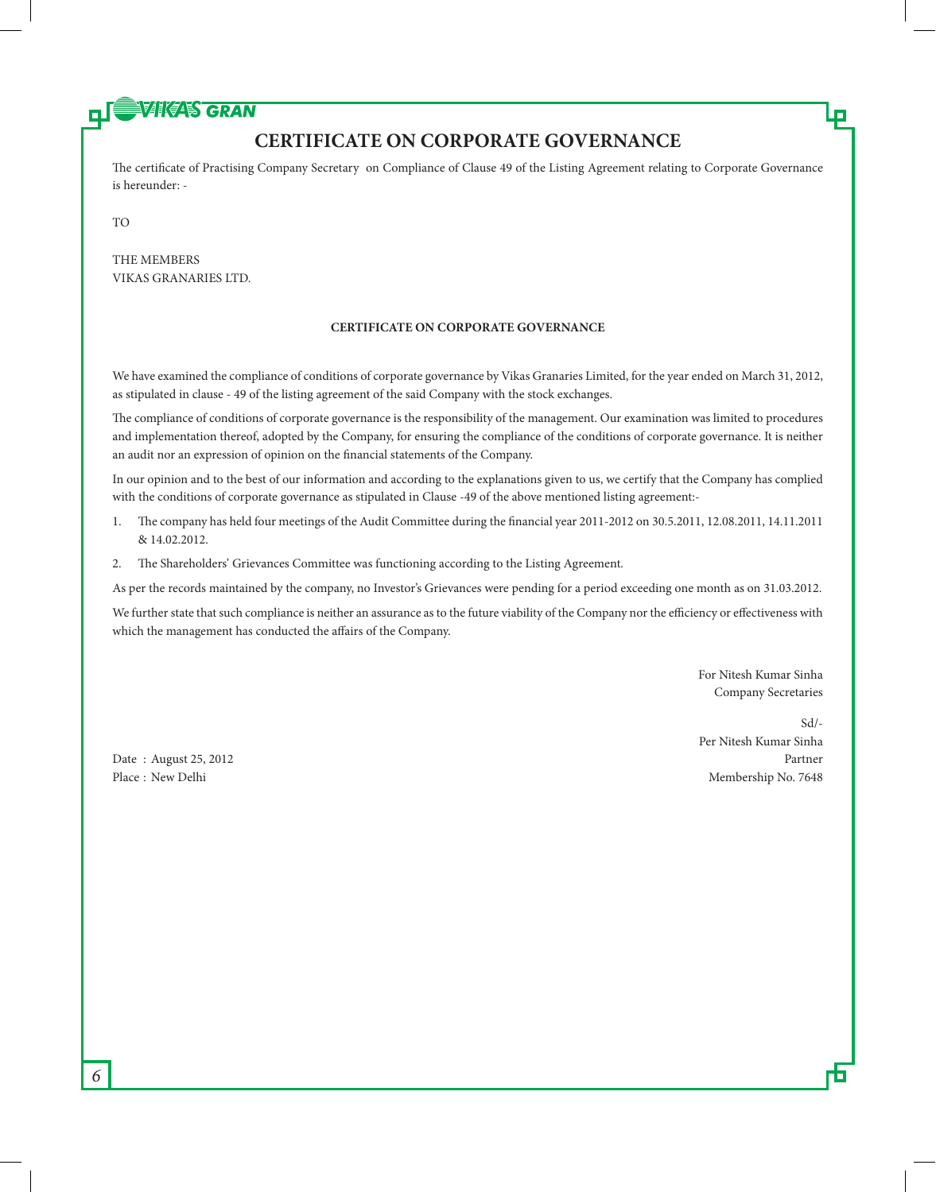# CERTIFICATE ON CORPORATE GOVERNANCE

The certificate of Practising Company Secretary on Compliance of Clause 49 of the Listing Agreement relating to Corporate Governance is hereunder: -

TO

THE MEMBERS
VIKAS GRANARIES LTD.

**CERTIFICATE ON CORPORATE GOVERNANCE**

We have examined the compliance of conditions of corporate governance by Vikas Granaries Limited, for the year ended on March 31, 2012, as stipulated in clause - 49 of the listing agreement of the said Company with the stock exchanges.

The compliance of conditions of corporate governance is the responsibility of the management. Our examination was limited to procedures and implementation thereof, adopted by the Company, for ensuring the compliance of the conditions of corporate governance. It is neither an audit nor an expression of opinion on the financial statements of the Company.

In our opinion and to the best of our information and according to the explanations given to us, we certify that the Company has complied with the conditions of corporate governance as stipulated in Clause -49 of the above mentioned listing agreement:-

1. The company has held four meetings of the Audit Committee during the financial year 2011-2012 on 30.5.2011, 12.08.2011, 14.11.2011 & 14.02.2012.
2. The Shareholders' Grievances Committee was functioning according to the Listing Agreement.

As per the records maintained by the company, no Investor's Grievances were pending for a period exceeding one month as on 31.03.2012.

We further state that such compliance is neither an assurance as to the future viability of the Company nor the efficiency or effectiveness with which the management has conducted the affairs of the Company.

For Nitesh Kumar Sinha
Company Secretaries

Sd/-
Per Nitesh Kumar Sinha
Partner
Membership No. 7648

Date : August 25, 2012
Place : New Delhi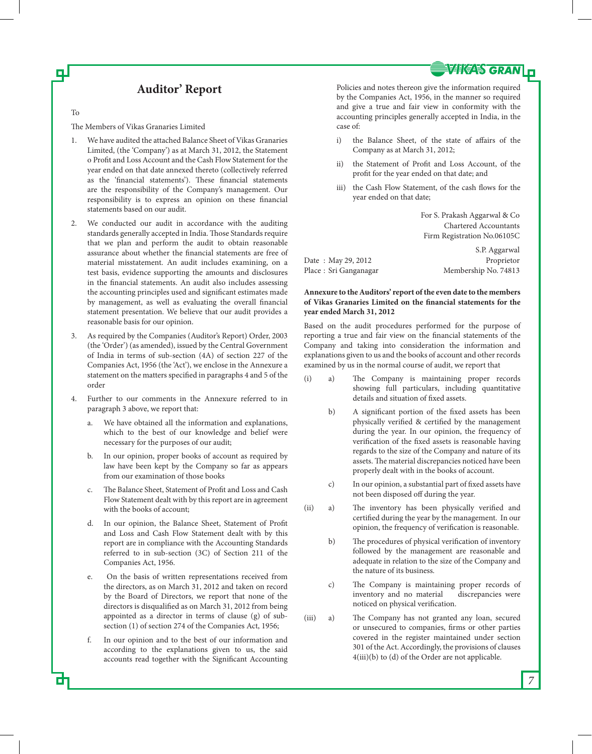## Auditor' Report

To

The Members of Vikas Granaries Limited

1. We have audited the attached Balance Sheet of Vikas Granaries Limited, (the 'Company') as at March 31, 2012, the Statement o Profit and Loss Account and the Cash Flow Statement for the year ended on that date annexed thereto (collectively referred as the 'financial statements'). These financial statements are the responsibility of the Company's management. Our responsibility is to express an opinion on these financial statements based on our audit.

2. We conducted our audit in accordance with the auditing standards generally accepted in India. Those Standards require that we plan and perform the audit to obtain reasonable assurance about whether the financial statements are free of material misstatement. An audit includes examining, on a test basis, evidence supporting the amounts and disclosures in the financial statements. An audit also includes assessing the accounting principles used and significant estimates made by management, as well as evaluating the overall financial statement presentation. We believe that our audit provides a reasonable basis for our opinion.

3. As required by the Companies (Auditor's Report) Order, 2003 (the 'Order') (as amended), issued by the Central Government of India in terms of sub-section (4A) of section 227 of the Companies Act, 1956 (the 'Act'), we enclose in the Annexure a statement on the matters specified in paragraphs 4 and 5 of the order

4. Further to our comments in the Annexure referred to in paragraph 3 above, we report that:

   a. We have obtained all the information and explanations, which to the best of our knowledge and belief were necessary for the purposes of our audit;

   b. In our opinion, proper books of account as required by law have been kept by the Company so far as appears from our examination of those books

   c. The Balance Sheet, Statement of Profit and Loss and Cash Flow Statement dealt with by this report are in agreement with the books of account;

   d. In our opinion, the Balance Sheet, Statement of Profit and Loss and Cash Flow Statement dealt with by this report are in compliance with the Accounting Standards referred to in sub-section (3C) of Section 211 of the Companies Act, 1956.

   e. On the basis of written representations received from the directors, as on March 31, 2012 and taken on record by the Board of Directors, we report that none of the directors is disqualified as on March 31, 2012 from being appointed as a director in terms of clause (g) of sub-section (1) of section 274 of the Companies Act, 1956;

   f. In our opinion and to the best of our information and according to the explanations given to us, the said accounts read together with the Significant Accounting Policies and notes thereon give the information required by the Companies Act, 1956, in the manner so required and give a true and fair view in conformity with the accounting principles generally accepted in India, in the case of:

      i) the Balance Sheet, of the state of affairs of the Company as at March 31, 2012;

      ii) the Statement of Profit and Loss Account, of the profit for the year ended on that date; and

      iii) the Cash Flow Statement, of the cash flows for the year ended on that date;

For S. Prakash Aggarwal & Co
Chartered Accountants
Firm Registration No.06105C

S.P. Aggarwal
Proprietor
Membership No. 74813

Date : May 29, 2012
Place : Sri Ganganagar

**Annexure to the Auditors' report of the even date to the members of Vikas Granaries Limited on the financial statements for the year ended March 31, 2012**

Based on the audit procedures performed for the purpose of reporting a true and fair view on the financial statements of the Company and taking into consideration the information and explanations given to us and the books of account and other records examined by us in the normal course of audit, we report that

(i) a) The Company is maintaining proper records showing full particulars, including quantitative details and situation of fixed assets.

b) A significant portion of the fixed assets has been physically verified & certified by the management during the year. In our opinion, the frequency of verification of the fixed assets is reasonable having regards to the size of the Company and nature of its assets. The material discrepancies noticed have been properly dealt with in the books of account.

c) In our opinion, a substantial part of fixed assets have not been disposed off during the year.

(ii) a) The inventory has been physically verified and certified during the year by the management. In our opinion, the frequency of verification is reasonable.

b) The procedures of physical verification of inventory followed by the management are reasonable and adequate in relation to the size of the Company and the nature of its business.

c) The Company is maintaining proper records of inventory and no material discrepancies were noticed on physical verification.

(iii) a) The Company has not granted any loan, secured or unsecured to companies, firms or other parties covered in the register maintained under section 301 of the Act. Accordingly, the provisions of clauses 4(iii)(b) to (d) of the Order are not applicable.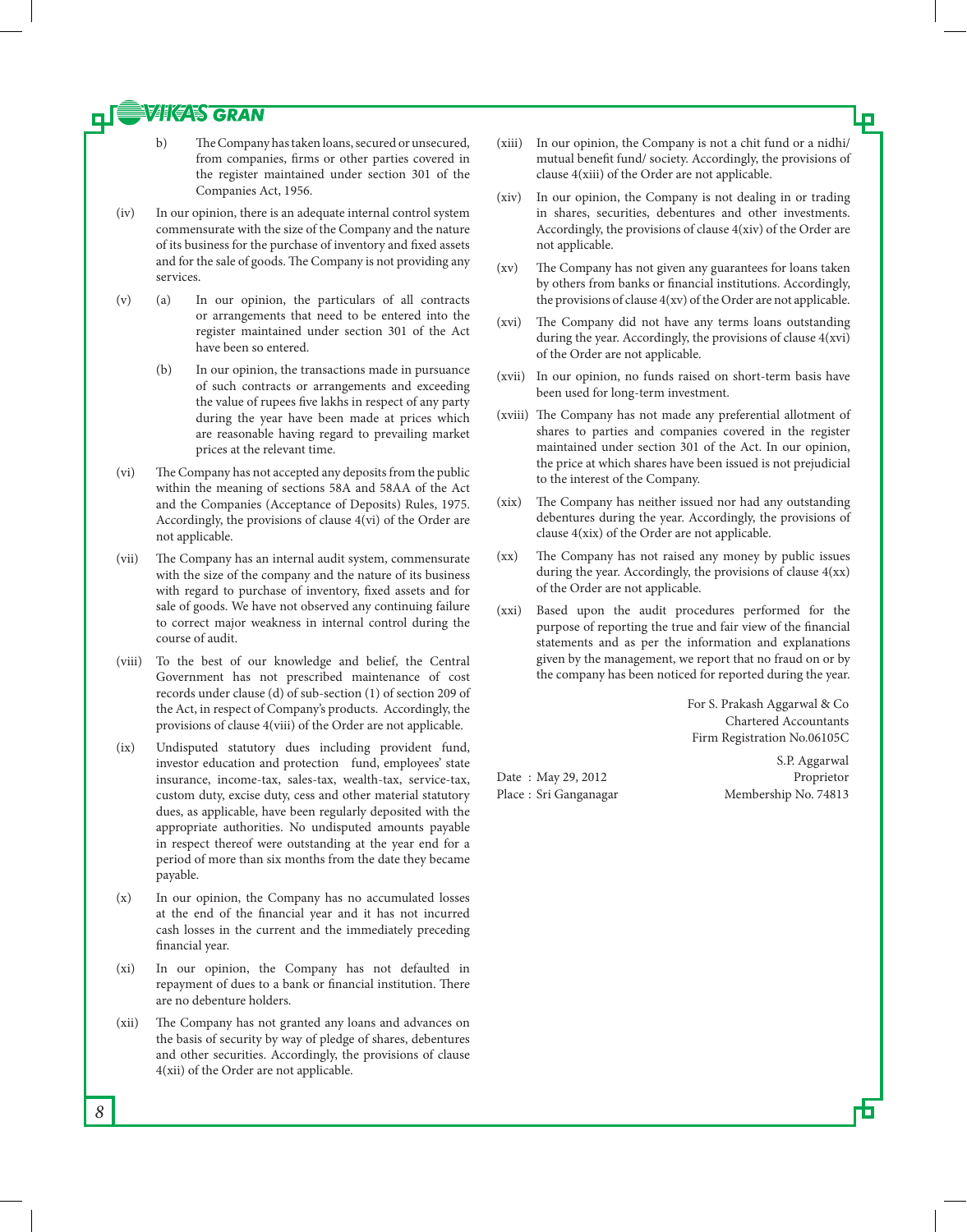b) The Company has taken loans, secured or unsecured, from companies, firms or other parties covered in the register maintained under section 301 of the Companies Act, 1956.

(iv) In our opinion, there is an adequate internal control system commensurate with the size of the Company and the nature of its business for the purchase of inventory and fixed assets and for the sale of goods. The Company is not providing any services.

(v) (a) In our opinion, the particulars of all contracts or arrangements that need to be entered into the register maintained under section 301 of the Act have been so entered.

(b) In our opinion, the transactions made in pursuance of such contracts or arrangements and exceeding the value of rupees five lakhs in respect of any party during the year have been made at prices which are reasonable having regard to prevailing market prices at the relevant time.

(vi) The Company has not accepted any deposits from the public within the meaning of sections 58A and 58AA of the Act and the Companies (Acceptance of Deposits) Rules, 1975. Accordingly, the provisions of clause 4(vi) of the Order are not applicable.

(vii) The Company has an internal audit system, commensurate with the size of the company and the nature of its business with regard to purchase of inventory, fixed assets and for sale of goods. We have not observed any continuing failure to correct major weakness in internal control during the course of audit.

(viii) To the best of our knowledge and belief, the Central Government has not prescribed maintenance of cost records under clause (d) of sub-section (1) of section 209 of the Act, in respect of Company's products. Accordingly, the provisions of clause 4(viii) of the Order are not applicable.

(ix) Undisputed statutory dues including provident fund, investor education and protection fund, employees' state insurance, income-tax, sales-tax, wealth-tax, service-tax, custom duty, excise duty, cess and other material statutory dues, as applicable, have been regularly deposited with the appropriate authorities. No undisputed amounts payable in respect thereof were outstanding at the year end for a period of more than six months from the date they became payable.

(x) In our opinion, the Company has no accumulated losses at the end of the financial year and it has not incurred cash losses in the current and the immediately preceding financial year.

(xi) In our opinion, the Company has not defaulted in repayment of dues to a bank or financial institution. There are no debenture holders.

(xii) The Company has not granted any loans and advances on the basis of security by way of pledge of shares, debentures and other securities. Accordingly, the provisions of clause 4(xii) of the Order are not applicable.

(xiii) In our opinion, the Company is not a chit fund or a nidhi/ mutual benefit fund/ society. Accordingly, the provisions of clause 4(xiii) of the Order are not applicable.

(xiv) In our opinion, the Company is not dealing in or trading in shares, securities, debentures and other investments. Accordingly, the provisions of clause 4(xiv) of the Order are not applicable.

(xv) The Company has not given any guarantees for loans taken by others from banks or financial institutions. Accordingly, the provisions of clause 4(xv) of the Order are not applicable.

(xvi) The Company did not have any terms loans outstanding during the year. Accordingly, the provisions of clause 4(xvi) of the Order are not applicable.

(xvii) In our opinion, no funds raised on short-term basis have been used for long-term investment.

(xviii) The Company has not made any preferential allotment of shares to parties and companies covered in the register maintained under section 301 of the Act. In our opinion, the price at which shares have been issued is not prejudicial to the interest of the Company.

(xix) The Company has neither issued nor had any outstanding debentures during the year. Accordingly, the provisions of clause 4(xix) of the Order are not applicable.

(xx) The Company has not raised any money by public issues during the year. Accordingly, the provisions of clause 4(xx) of the Order are not applicable.

(xxi) Based upon the audit procedures performed for the purpose of reporting the true and fair view of the financial statements and as per the information and explanations given by the management, we report that no fraud on or by the company has been noticed for reported during the year.

For S. Prakash Aggarwal & Co
Chartered Accountants
Firm Registration No.06105C

S.P. Aggarwal
Proprietor
Membership No. 74813

Date : May 29, 2012
Place : Sri Ganganagar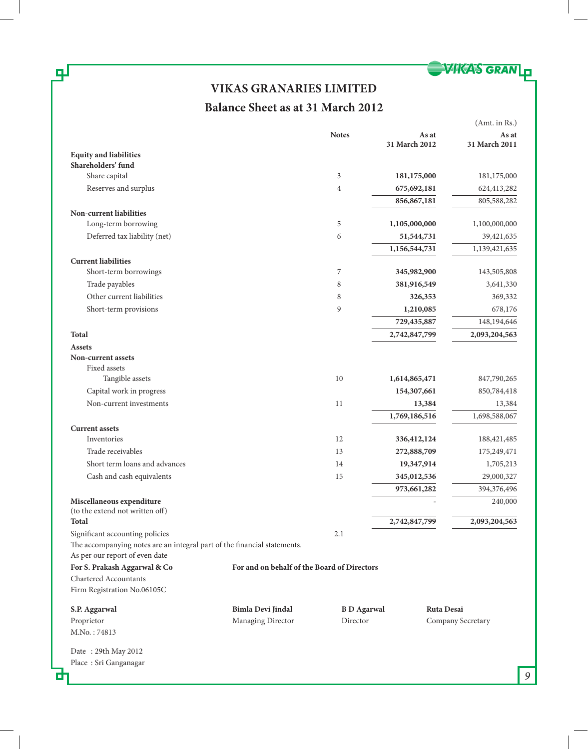# VIKAS GRANARIES LIMITED

## Balance Sheet as at 31 March 2012

(Amt. in Rs.)

| | Notes | As at 31 March 2012 | As at 31 March 2011 |
|---|---|---|---|
| **Equity and liabilities** | | | |
| **Shareholders' fund** | | | |
| Share capital | 3 | **181,175,000** | 181,175,000 |
| Reserves and surplus | 4 | **675,692,181** | 624,413,282 |
| | | **856,867,181** | 805,588,282 |
| **Non-current liabilities** | | | |
| Long-term borrowing | 5 | **1,105,000,000** | 1,100,000,000 |
| Deferred tax liability (net) | 6 | **51,544,731** | 39,421,635 |
| | | **1,156,544,731** | 1,139,421,635 |
| **Current liabilities** | | | |
| Short-term borrowings | 7 | **345,982,900** | 143,505,808 |
| Trade payables | 8 | **381,916,549** | 3,641,330 |
| Other current liabilities | 8 | **326,353** | 369,332 |
| Short-term provisions | 9 | **1,210,085** | 678,176 |
| | | **729,435,887** | 148,194,646 |
| **Total** | | **2,742,847,799** | **2,093,204,563** |
| **Assets** | | | |
| **Non-current assets** | | | |
| Fixed assets | | | |
| Tangible assets | 10 | **1,614,865,471** | 847,790,265 |
| Capital work in progress | | **154,307,661** | 850,784,418 |
| Non-current investments | 11 | **13,384** | 13,384 |
| | | **1,769,186,516** | 1,698,588,067 |
| **Current assets** | | | |
| Inventories | 12 | **336,412,124** | 188,421,485 |
| Trade receivables | 13 | **272,888,709** | 175,249,471 |
| Short term loans and advances | 14 | **19,347,914** | 1,705,213 |
| Cash and cash equivalents | 15 | **345,012,536** | 29,000,327 |
| | | **973,661,282** | 394,376,496 |
| **Miscellaneous expenditure** (to the extend not written off) | | - | 240,000 |
| **Total** | | **2,742,847,799** | **2,093,204,563** |
| Significant accounting policies | 2.1 | | |

The accompanying notes are an integral part of the financial statements.

As per our report of even date

**For S. Prakash Aggarwal & Co**
Chartered Accountants
Firm Registration No.06105C

**For and on behalf of the Board of Directors**

**S.P. Aggarwal**
Proprietor
M.No. : 74813

**Bimla Devi Jindal**
Managing Director

**B D Agarwal**
Director

**Ruta Desai**
Company Secretary

Date : 29th May 2012
Place : Sri Ganganagar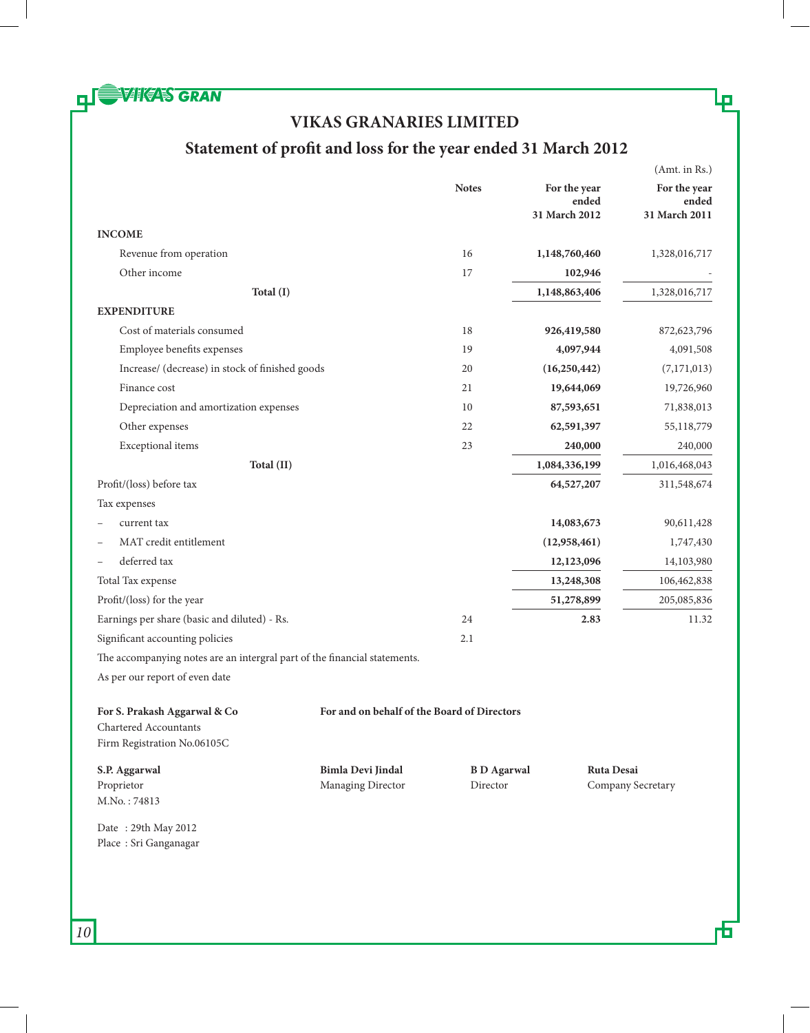# VIKAS GRANARIES LIMITED

## Statement of profit and loss for the year ended 31 March 2012

(Amt. in Rs.)

| | Notes | For the year ended 31 March 2012 | For the year ended 31 March 2011 |
|---|---|---|---|
| **INCOME** | | | |
| Revenue from operation | 16 | **1,148,760,460** | 1,328,016,717 |
| Other income | 17 | **102,946** | - |
| **Total (I)** | | **1,148,863,406** | 1,328,016,717 |
| **EXPENDITURE** | | | |
| Cost of materials consumed | 18 | **926,419,580** | 872,623,796 |
| Employee benefits expenses | 19 | **4,097,944** | 4,091,508 |
| Increase/ (decrease) in stock of finished goods | 20 | **(16,250,442)** | (7,171,013) |
| Finance cost | 21 | **19,644,069** | 19,726,960 |
| Depreciation and amortization expenses | 10 | **87,593,651** | 71,838,013 |
| Other expenses | 22 | **62,591,397** | 55,118,779 |
| Exceptional items | 23 | **240,000** | 240,000 |
| **Total (II)** | | **1,084,336,199** | 1,016,468,043 |
| Profit/(loss) before tax | | **64,527,207** | 311,548,674 |
| Tax expenses | | | |
| – current tax | | **14,083,673** | 90,611,428 |
| – MAT credit entitlement | | **(12,958,461)** | 1,747,430 |
| – deferred tax | | **12,123,096** | 14,103,980 |
| Total Tax expense | | **13,248,308** | 106,462,838 |
| Profit/(loss) for the year | | **51,278,899** | 205,085,836 |
| Earnings per share (basic and diluted) - Rs. | 24 | **2.83** | 11.32 |
| Significant accounting policies | 2.1 | | |

The accompanying notes are an intergral part of the financial statements.

As per our report of even date

**For S. Prakash Aggarwal & Co**
Chartered Accountants
Firm Registration No.06105C

**For and on behalf of the Board of Directors**

**S.P. Aggarwal**
Proprietor
M.No. : 74813

**Bimla Devi Jindal**
Managing Director

**B D Agarwal**
Director

**Ruta Desai**
Company Secretary

Date : 29th May 2012
Place : Sri Ganganagar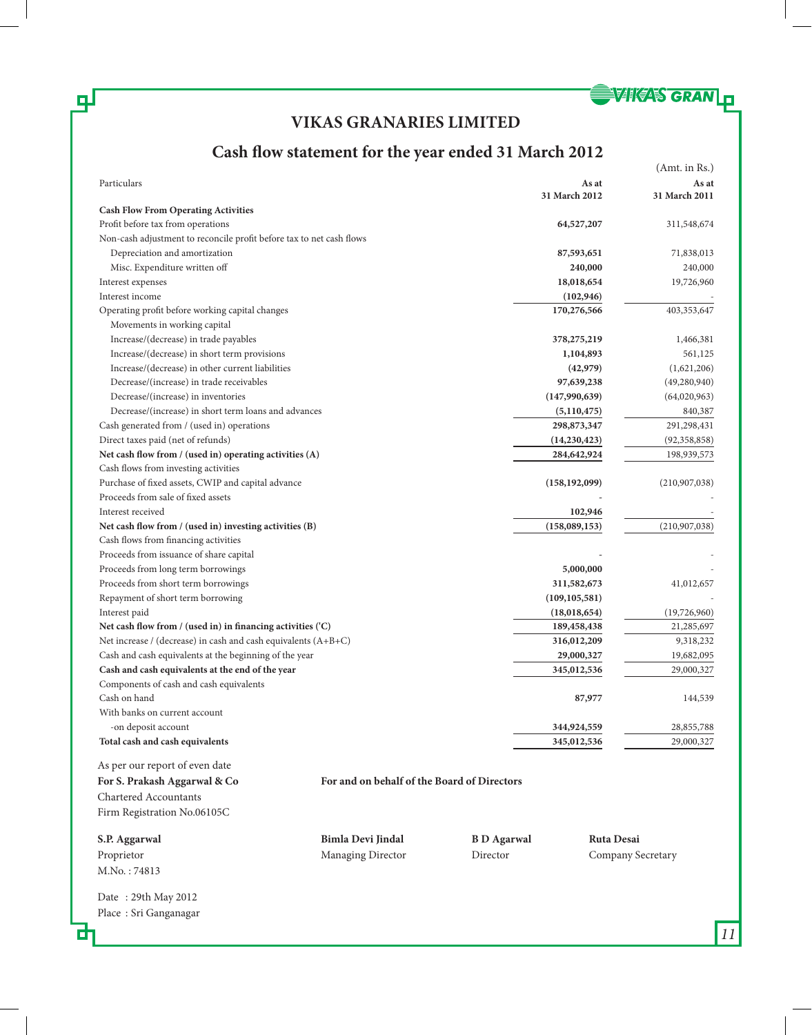# VIKAS GRANARIES LIMITED

## Cash flow statement for the year ended 31 March 2012

(Amt. in Rs.)

| Particulars | As at 31 March 2012 | As at 31 March 2011 |
|---|---|---|
| **Cash Flow From Operating Activities** | | |
| Profit before tax from operations | **64,527,207** | 311,548,674 |
| Non-cash adjustment to reconcile profit before tax to net cash flows | | |
| Depreciation and amortization | **87,593,651** | 71,838,013 |
| Misc. Expenditure written off | **240,000** | 240,000 |
| Interest expenses | **18,018,654** | 19,726,960 |
| Interest income | **(102,946)** | - |
| Operating profit before working capital changes | **170,276,566** | 403,353,647 |
| Movements in working capital | | |
| Increase/(decrease) in trade payables | **378,275,219** | 1,466,381 |
| Increase/(decrease) in short term provisions | **1,104,893** | 561,125 |
| Increase/(decrease) in other current liabilities | **(42,979)** | (1,621,206) |
| Decrease/(increase) in trade receivables | **97,639,238** | (49,280,940) |
| Decrease/(increase) in inventories | **(147,990,639)** | (64,020,963) |
| Decrease/(increase) in short term loans and advances | **(5,110,475)** | 840,387 |
| Cash generated from / (used in) operations | **298,873,347** | 291,298,431 |
| Direct taxes paid (net of refunds) | **(14,230,423)** | (92,358,858) |
| **Net cash flow from / (used in) operating activities (A)** | **284,642,924** | 198,939,573 |
| Cash flows from investing activities | | |
| Purchase of fixed assets, CWIP and capital advance | **(158,192,099)** | (210,907,038) |
| Proceeds from sale of fixed assets | - | - |
| Interest received | **102,946** | - |
| **Net cash flow from / (used in) investing activities (B)** | **(158,089,153)** | (210,907,038) |
| Cash flows from financing activities | | |
| Proceeds from issuance of share capital | - | - |
| Proceeds from long term borrowings | **5,000,000** | - |
| Proceeds from short term borrowings | **311,582,673** | 41,012,657 |
| Repayment of short term borrowing | **(109,105,581)** | - |
| Interest paid | **(18,018,654)** | (19,726,960) |
| **Net cash flow from / (used in) in financing activities ('C)** | **189,458,438** | 21,285,697 |
| Net increase / (decrease) in cash and cash equivalents (A+B+C) | **316,012,209** | 9,318,232 |
| Cash and cash equivalents at the beginning of the year | **29,000,327** | 19,682,095 |
| **Cash and cash equivalents at the end of the year** | **345,012,536** | 29,000,327 |
| Components of cash and cash equivalents | | |
| Cash on hand | **87,977** | 144,539 |
| With banks on current account | | |
| -on deposit account | **344,924,559** | 28,855,788 |
| **Total cash and cash equivalents** | **345,012,536** | 29,000,327 |

As per our report of even date

**For S. Prakash Aggarwal & Co**
Chartered Accountants
Firm Registration No.06105C

**For and on behalf of the Board of Directors**

**S.P. Aggarwal**
Proprietor
M.No. : 74813

**Bimla Devi Jindal**
Managing Director

**B D Agarwal**
Director

**Ruta Desai**
Company Secretary

Date : 29th May 2012
Place : Sri Ganganagar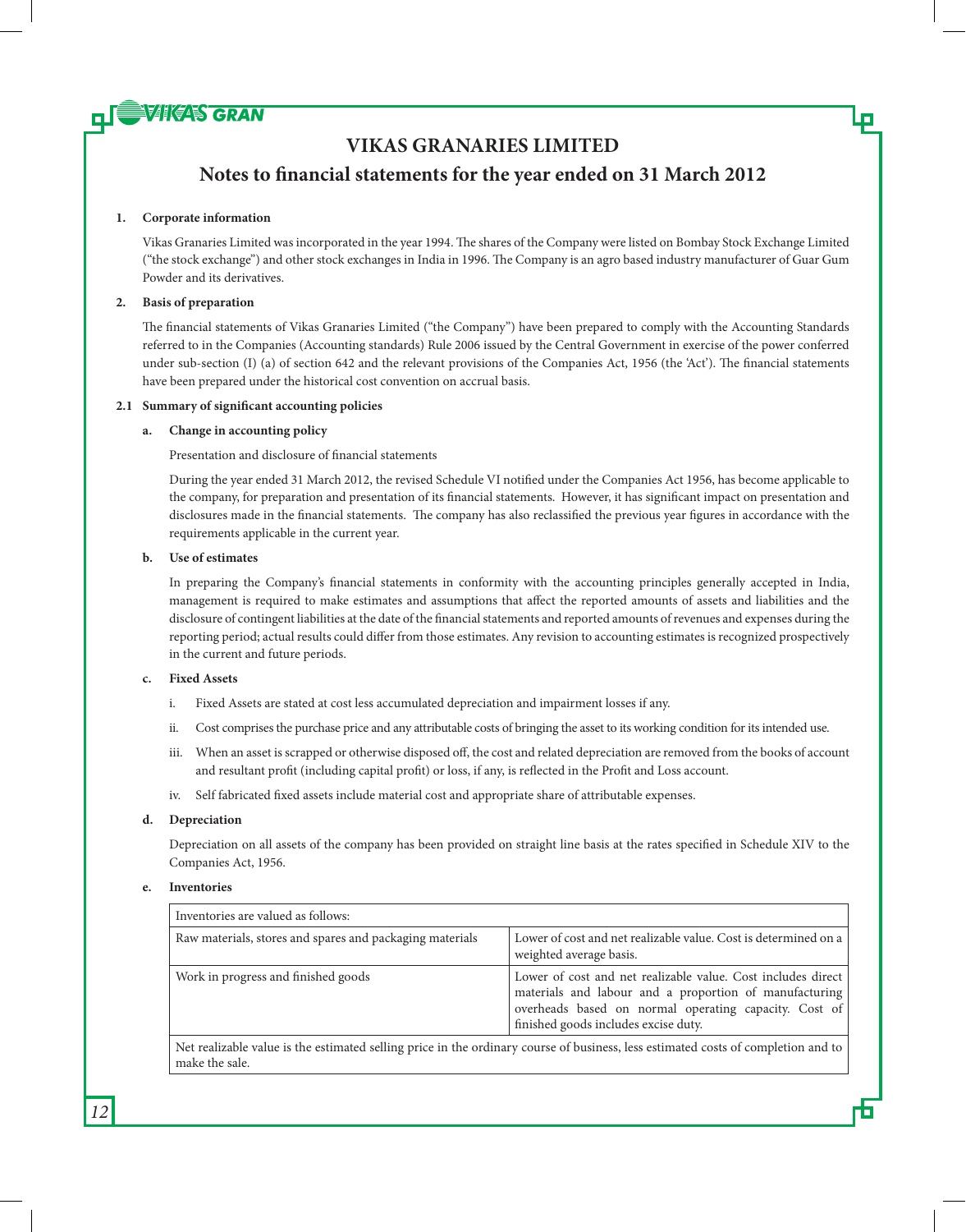# VIKAS GRANARIES LIMITED

## Notes to financial statements for the year ended on 31 March 2012

**1. Corporate information**

Vikas Granaries Limited was incorporated in the year 1994. The shares of the Company were listed on Bombay Stock Exchange Limited ("the stock exchange") and other stock exchanges in India in 1996. The Company is an agro based industry manufacturer of Guar Gum Powder and its derivatives.

**2. Basis of preparation**

The financial statements of Vikas Granaries Limited ("the Company") have been prepared to comply with the Accounting Standards referred to in the Companies (Accounting standards) Rule 2006 issued by the Central Government in exercise of the power conferred under sub-section (I) (a) of section 642 and the relevant provisions of the Companies Act, 1956 (the 'Act'). The financial statements have been prepared under the historical cost convention on accrual basis.

**2.1 Summary of significant accounting policies**

**a. Change in accounting policy**

Presentation and disclosure of financial statements

During the year ended 31 March 2012, the revised Schedule VI notified under the Companies Act 1956, has become applicable to the company, for preparation and presentation of its financial statements. However, it has significant impact on presentation and disclosures made in the financial statements. The company has also reclassified the previous year figures in accordance with the requirements applicable in the current year.

**b. Use of estimates**

In preparing the Company's financial statements in conformity with the accounting principles generally accepted in India, management is required to make estimates and assumptions that affect the reported amounts of assets and liabilities and the disclosure of contingent liabilities at the date of the financial statements and reported amounts of revenues and expenses during the reporting period; actual results could differ from those estimates. Any revision to accounting estimates is recognized prospectively in the current and future periods.

**c. Fixed Assets**

i. Fixed Assets are stated at cost less accumulated depreciation and impairment losses if any.

ii. Cost comprises the purchase price and any attributable costs of bringing the asset to its working condition for its intended use.

iii. When an asset is scrapped or otherwise disposed off, the cost and related depreciation are removed from the books of account and resultant profit (including capital profit) or loss, if any, is reflected in the Profit and Loss account.

iv. Self fabricated fixed assets include material cost and appropriate share of attributable expenses.

**d. Depreciation**

Depreciation on all assets of the company has been provided on straight line basis at the rates specified in Schedule XIV to the Companies Act, 1956.

**e. Inventories**

| Inventories are valued as follows: | |
|---|---|
| Raw materials, stores and spares and packaging materials | Lower of cost and net realizable value. Cost is determined on a weighted average basis. |
| Work in progress and finished goods | Lower of cost and net realizable value. Cost includes direct materials and labour and a proportion of manufacturing overheads based on normal operating capacity. Cost of finished goods includes excise duty. |
| Net realizable value is the estimated selling price in the ordinary course of business, less estimated costs of completion and to make the sale. | |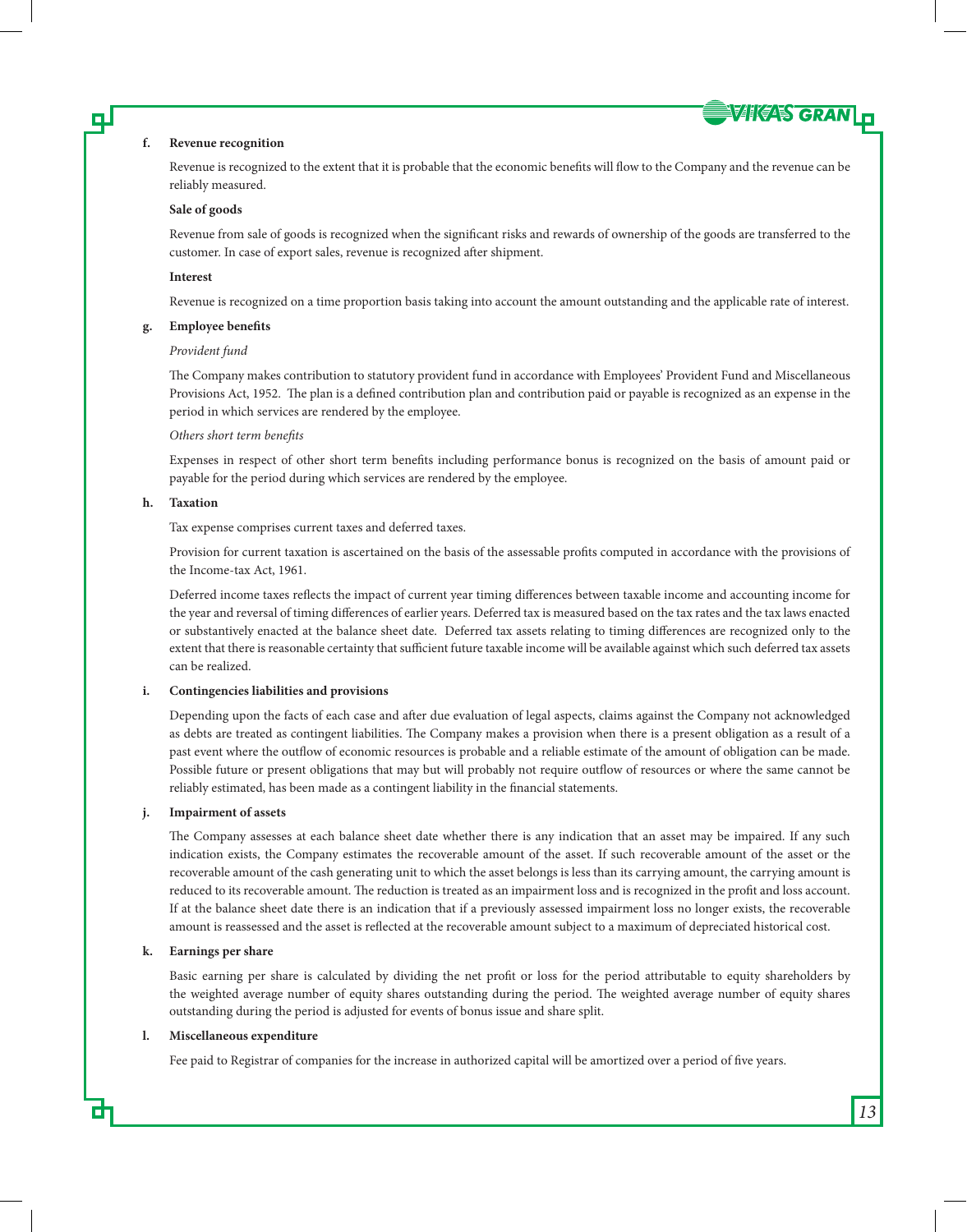**f. Revenue recognition**

Revenue is recognized to the extent that it is probable that the economic benefits will flow to the Company and the revenue can be reliably measured.

**Sale of goods**

Revenue from sale of goods is recognized when the significant risks and rewards of ownership of the goods are transferred to the customer. In case of export sales, revenue is recognized after shipment.

**Interest**

Revenue is recognized on a time proportion basis taking into account the amount outstanding and the applicable rate of interest.

**g. Employee benefits**

*Provident fund*

The Company makes contribution to statutory provident fund in accordance with Employees' Provident Fund and Miscellaneous Provisions Act, 1952. The plan is a defined contribution plan and contribution paid or payable is recognized as an expense in the period in which services are rendered by the employee.

*Others short term benefits*

Expenses in respect of other short term benefits including performance bonus is recognized on the basis of amount paid or payable for the period during which services are rendered by the employee.

**h. Taxation**

Tax expense comprises current taxes and deferred taxes.

Provision for current taxation is ascertained on the basis of the assessable profits computed in accordance with the provisions of the Income-tax Act, 1961.

Deferred income taxes reflects the impact of current year timing differences between taxable income and accounting income for the year and reversal of timing differences of earlier years. Deferred tax is measured based on the tax rates and the tax laws enacted or substantively enacted at the balance sheet date. Deferred tax assets relating to timing differences are recognized only to the extent that there is reasonable certainty that sufficient future taxable income will be available against which such deferred tax assets can be realized.

**i. Contingencies liabilities and provisions**

Depending upon the facts of each case and after due evaluation of legal aspects, claims against the Company not acknowledged as debts are treated as contingent liabilities. The Company makes a provision when there is a present obligation as a result of a past event where the outflow of economic resources is probable and a reliable estimate of the amount of obligation can be made. Possible future or present obligations that may but will probably not require outflow of resources or where the same cannot be reliably estimated, has been made as a contingent liability in the financial statements.

**j. Impairment of assets**

The Company assesses at each balance sheet date whether there is any indication that an asset may be impaired. If any such indication exists, the Company estimates the recoverable amount of the asset. If such recoverable amount of the asset or the recoverable amount of the cash generating unit to which the asset belongs is less than its carrying amount, the carrying amount is reduced to its recoverable amount. The reduction is treated as an impairment loss and is recognized in the profit and loss account. If at the balance sheet date there is an indication that if a previously assessed impairment loss no longer exists, the recoverable amount is reassessed and the asset is reflected at the recoverable amount subject to a maximum of depreciated historical cost.

**k. Earnings per share**

Basic earning per share is calculated by dividing the net profit or loss for the period attributable to equity shareholders by the weighted average number of equity shares outstanding during the period. The weighted average number of equity shares outstanding during the period is adjusted for events of bonus issue and share split.

**l. Miscellaneous expenditure**

Fee paid to Registrar of companies for the increase in authorized capital will be amortized over a period of five years.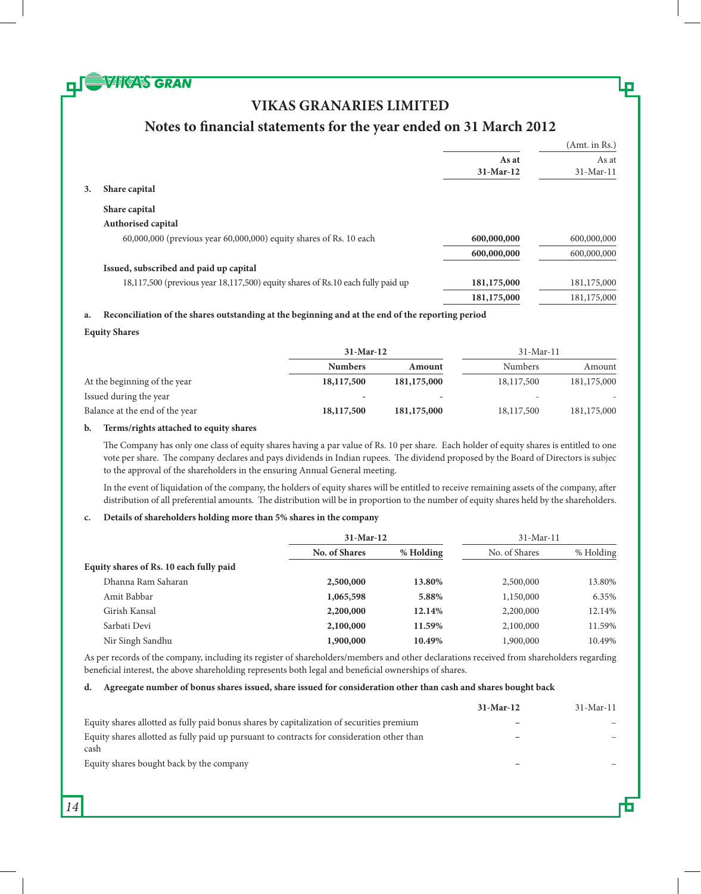# VIKAS GRANARIES LIMITED

## Notes to financial statements for the year ended on 31 March 2012

(Amt. in Rs.)

| | | As at 31-Mar-12 | As at 31-Mar-11 |
|---|---|---|---|
| **3.** | **Share capital** | | |
| | **Share capital** | | |
| | **Authorised capital** | | |
| | 60,000,000 (previous year 60,000,000) equity shares of Rs. 10 each | **600,000,000** | 600,000,000 |
| | | **600,000,000** | 600,000,000 |
| | **Issued, subscribed and paid up capital** | | |
| | 18,117,500 (previous year 18,117,500) equity shares of Rs.10 each fully paid up | **181,175,000** | 181,175,000 |
| | | **181,175,000** | 181,175,000 |

**a. Reconciliation of the shares outstanding at the beginning and at the end of the reporting period**

**Equity Shares**

| | **31-Mar-12** | | 31-Mar-11 | |
|---|---|---|---|---|
| | **Numbers** | **Amount** | Numbers | Amount |
| At the beginning of the year | **18,117,500** | **181,175,000** | 18,117,500 | 181,175,000 |
| Issued during the year | - | - | - | - |
| Balance at the end of the year | **18,117,500** | **181,175,000** | 18,117,500 | 181,175,000 |

**b. Terms/rights attached to equity shares**

The Company has only one class of equity shares having a par value of Rs. 10 per share. Each holder of equity shares is entitled to one vote per share. The company declares and pays dividends in Indian rupees. The dividend proposed by the Board of Directors is subjec to the approval of the shareholders in the ensuring Annual General meeting.

In the event of liquidation of the company, the holders of equity shares will be entitled to receive remaining assets of the company, after distribution of all preferential amounts. The distribution will be in proportion to the number of equity shares held by the shareholders.

**c. Details of shareholders holding more than 5% shares in the company**

| | **31-Mar-12** | | 31-Mar-11 | |
|---|---|---|---|---|
| | **No. of Shares** | **% Holding** | No. of Shares | % Holding |
| **Equity shares of Rs. 10 each fully paid** | | | | |
| Dhanna Ram Saharan | **2,500,000** | **13.80%** | 2,500,000 | 13.80% |
| Amit Babbar | **1,065,598** | **5.88%** | 1,150,000 | 6.35% |
| Girish Kansal | **2,200,000** | **12.14%** | 2,200,000 | 12.14% |
| Sarbati Devi | **2,100,000** | **11.59%** | 2,100,000 | 11.59% |
| Nir Singh Sandhu | **1,900,000** | **10.49%** | 1,900,000 | 10.49% |

As per records of the company, including its register of shareholders/members and other declarations received from shareholders regarding beneficial interest, the above shareholding represents both legal and beneficial ownerships of shares.

**d. Agreegate number of bonus shares issued, share issued for consideration other than cash and shares bought back**

| | **31-Mar-12** | 31-Mar-11 |
|---|---|---|
| Equity shares allotted as fully paid bonus shares by capitalization of securities premium | – | – |
| Equity shares allotted as fully paid up pursuant to contracts for consideration other than cash | – | – |
| Equity shares bought back by the company | – | – |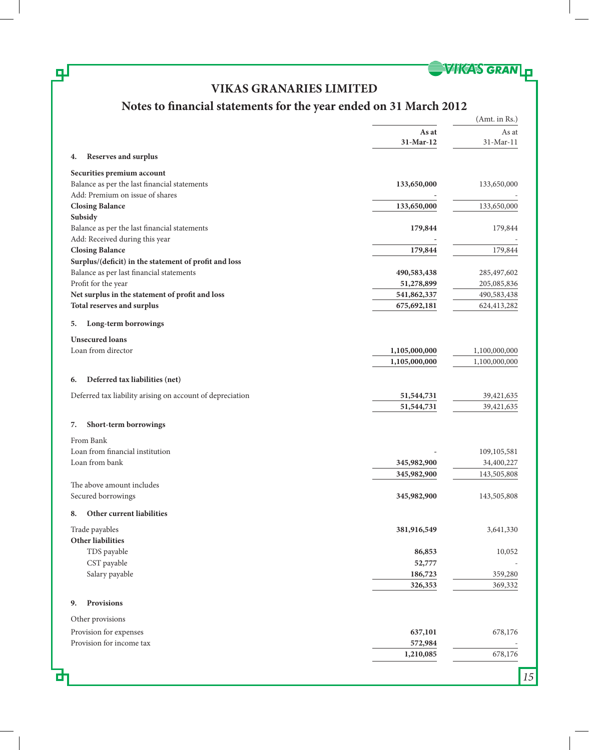# VIKAS GRANARIES LIMITED

## Notes to financial statements for the year ended on 31 March 2012

(Amt. in Rs.)

| | As at 31-Mar-12 | As at 31-Mar-11 |
|---|---|---|
| **4. Reserves and surplus** | | |
| **Securities premium account** | | |
| Balance as per the last financial statements | **133,650,000** | 133,650,000 |
| Add: Premium on issue of shares | - | - |
| **Closing Balance** | **133,650,000** | 133,650,000 |
| **Subsidy** | | |
| Balance as per the last financial statements | **179,844** | 179,844 |
| Add: Received during this year | - | - |
| **Closing Balance** | **179,844** | 179,844 |
| **Surplus/(deficit) in the statement of profit and loss** | | |
| Balance as per last financial statements | **490,583,438** | 285,497,602 |
| Profit for the year | **51,278,899** | 205,085,836 |
| **Net surplus in the statement of profit and loss** | **541,862,337** | 490,583,438 |
| **Total reserves and surplus** | **675,692,181** | 624,413,282 |
| **5. Long-term borrowings** | | |
| **Unsecured loans** | | |
| Loan from director | **1,105,000,000** | 1,100,000,000 |
| | **1,105,000,000** | 1,100,000,000 |
| **6. Deferred tax liabilities (net)** | | |
| Deferred tax liability arising on account of depreciation | **51,544,731** | 39,421,635 |
| | **51,544,731** | 39,421,635 |
| **7. Short-term borrowings** | | |
| From Bank | | |
| Loan from financial institution | - | 109,105,581 |
| Loan from bank | **345,982,900** | 34,400,227 |
| | **345,982,900** | 143,505,808 |
| The above amount includes | | |
| Secured borrowings | **345,982,900** | 143,505,808 |
| **8. Other current liabilities** | | |
| Trade payables | **381,916,549** | 3,641,330 |
| **Other liabilities** | | |
| TDS payable | **86,853** | 10,052 |
| CST payable | **52,777** | - |
| Salary payable | **186,723** | 359,280 |
| | **326,353** | 369,332 |
| **9. Provisions** | | |
| Other provisions | | |
| Provision for expenses | **637,101** | 678,176 |
| Provision for income tax | **572,984** | - |
| | **1,210,085** | 678,176 |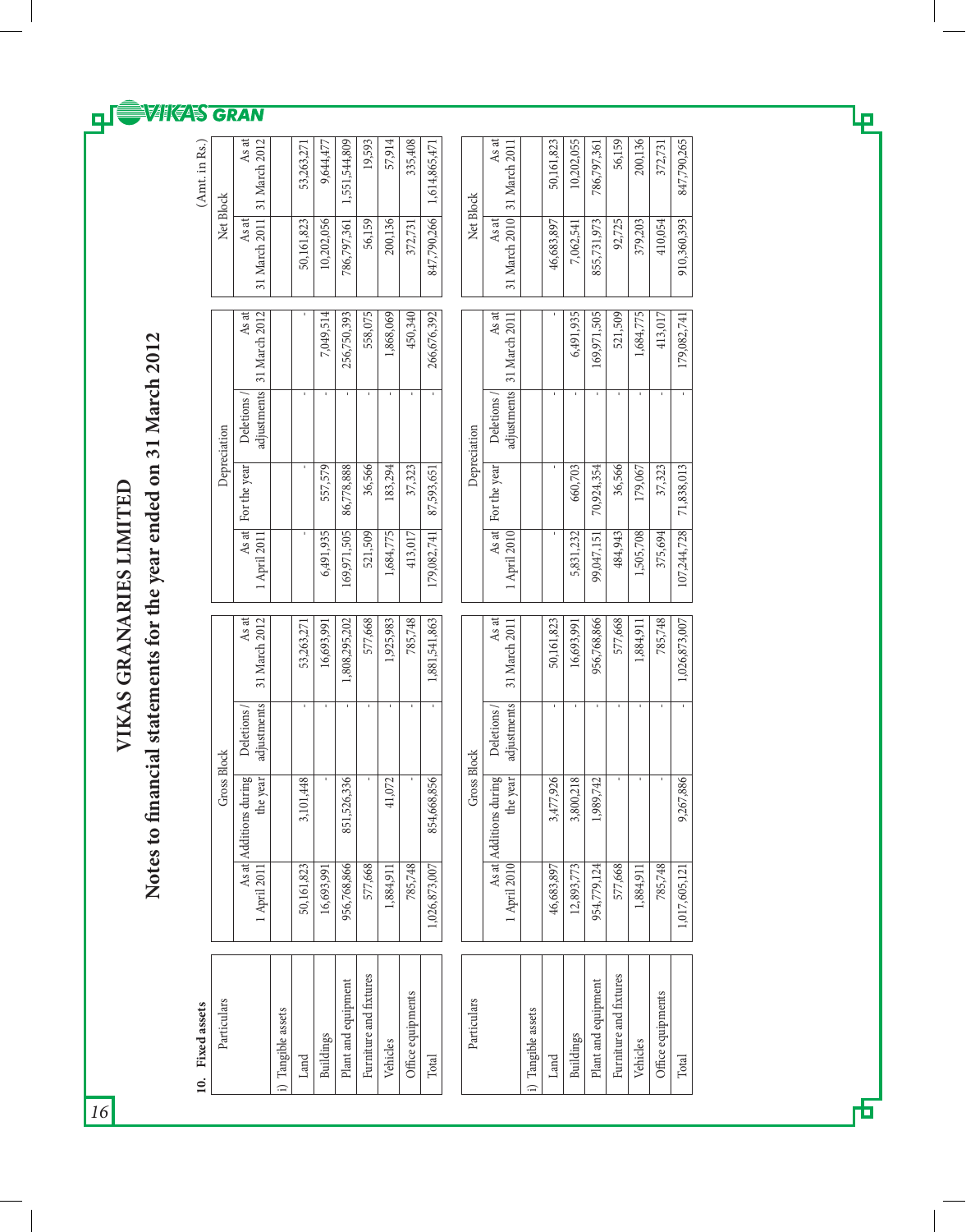# VIKAS GRANARIES LIMITED

## Notes to financial statements for the year ended on 31 March 2012

**10. Fixed assets**

(Amt. in Rs.)

| Particulars | Gross Block | | | | Depreciation | | | | Net Block | |
|---|---|---|---|---|---|---|---|---|---|---|
| | As at 1 April 2011 | Additions during the year | Deletions / adjustments | As at 31 March 2012 | As at 1 April 2011 | For the year | Deletions / adjustments | As at 31 March 2012 | As at 31 March 2011 | As at 31 March 2012 |
| i) Tangible assets | | | | | | | | | | |
| Land | 50,161,823 | 3,101,448 | - | 53,263,271 | - | - | - | - | 50,161,823 | 53,263,271 |
| Buildings | 16,693,991 | - | - | 16,693,991 | 6,491,935 | 557,579 | - | 7,049,514 | 10,202,056 | 9,644,477 |
| Plant and equipment | 956,768,866 | 851,526,336 | - | 1,808,295,202 | 169,971,505 | 86,778,888 | - | 256,750,393 | 786,797,361 | 1,551,544,809 |
| Furniture and fixtures | 577,668 | - | - | 577,668 | 521,509 | 36,566 | - | 558,075 | 56,159 | 19,593 |
| Vehicles | 1,884,911 | 41,072 | - | 1,925,983 | 1,684,775 | 183,294 | - | 1,868,069 | 200,136 | 57,914 |
| Office equipments | 785,748 | - | - | 785,748 | 413,017 | 37,323 | - | 450,340 | 372,731 | 335,408 |
| Total | 1,026,873,007 | 854,668,856 | - | 1,881,541,863 | 179,082,741 | 87,593,651 | - | 266,676,392 | 847,790,266 | 1,614,865,471 |

| Particulars | Gross Block | | | | Depreciation | | | | Net Block | |
|---|---|---|---|---|---|---|---|---|---|---|
| | As at 1 April 2010 | Additions during the year | Deletions / adjustments | As at 31 March 2011 | As at 1 April 2010 | For the year | Deletions / adjustments | As at 31 March 2011 | As at 31 March 2010 | As at 31 March 2011 |
| i) Tangible assets | | | | | | | | | | |
| Land | 46,683,897 | 3,477,926 | - | 50,161,823 | - | - | - | - | 46,683,897 | 50,161,823 |
| Buildings | 12,893,773 | 3,800,218 | - | 16,693,991 | 5,831,232 | 660,703 | - | 6,491,935 | 7,062,541 | 10,202,055 |
| Plant and equipment | 954,779,124 | 1,989,742 | - | 956,768,866 | 99,047,151 | 70,924,354 | - | 169,971,505 | 855,731,973 | 786,797,361 |
| Furniture and fixtures | 577,668 | - | - | 577,668 | 484,943 | 36,566 | - | 521,509 | 92,725 | 56,159 |
| Vehicles | 1,884,911 | - | - | 1,884,911 | 1,505,708 | 179,067 | - | 1,684,775 | 379,203 | 200,136 |
| Office equipments | 785,748 | - | - | 785,748 | 375,694 | 37,323 | - | 413,017 | 410,054 | 372,731 |
| Total | 1,017,605,121 | 9,267,886 | - | 1,026,873,007 | 107,244,728 | 71,838,013 | - | 179,082,741 | 910,360,393 | 847,790,265 |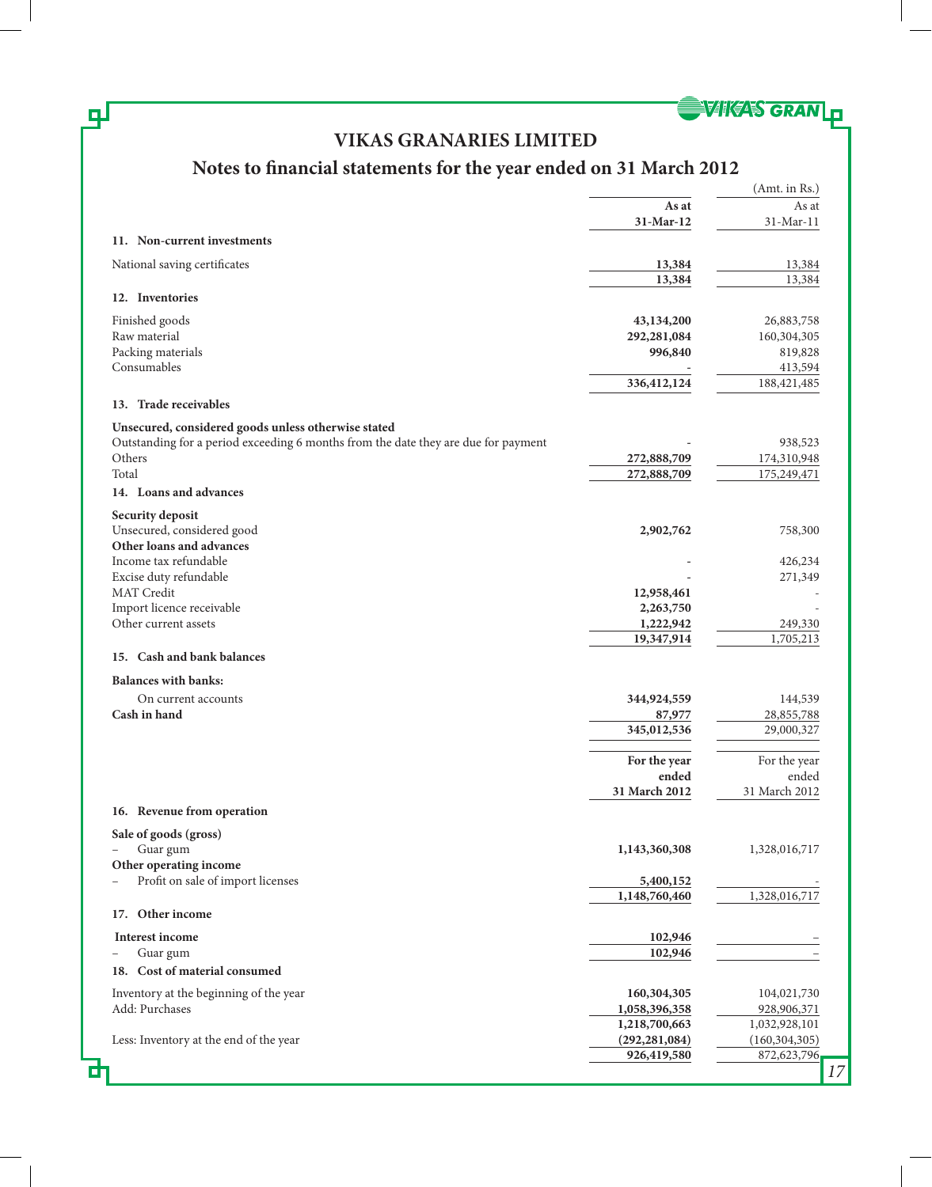# VIKAS GRANARIES LIMITED

## Notes to financial statements for the year ended on 31 March 2012

(Amt. in Rs.)

| | As at 31-Mar-12 | As at 31-Mar-11 |
|---|---|---|
| **11. Non-current investments** | | |
| National saving certificates | **13,384** | 13,384 |
| | **13,384** | 13,384 |
| **12. Inventories** | | |
| Finished goods | **43,134,200** | 26,883,758 |
| Raw material | **292,281,084** | 160,304,305 |
| Packing materials | **996,840** | 819,828 |
| Consumables | - | 413,594 |
| | **336,412,124** | 188,421,485 |
| **13. Trade receivables** | | |
| **Unsecured, considered goods unless otherwise stated** | | |
| Outstanding for a period exceeding 6 months from the date they are due for payment | - | 938,523 |
| Others | **272,888,709** | 174,310,948 |
| Total | **272,888,709** | 175,249,471 |
| **14. Loans and advances** | | |
| **Security deposit** | | |
| Unsecured, considered good | **2,902,762** | 758,300 |
| **Other loans and advances** | | |
| Income tax refundable | - | 426,234 |
| Excise duty refundable | - | 271,349 |
| MAT Credit | **12,958,461** | - |
| Import licence receivable | **2,263,750** | - |
| Other current assets | **1,222,942** | 249,330 |
| | **19,347,914** | 1,705,213 |
| **15. Cash and bank balances** | | |
| **Balances with banks:** | | |
| On current accounts | **344,924,559** | 144,539 |
| **Cash in hand** | **87,977** | 28,855,788 |
| | **345,012,536** | 29,000,327 |

| | For the year ended 31 March 2012 | For the year ended 31 March 2012 |
|---|---|---|
| **16. Revenue from operation** | | |
| **Sale of goods (gross)** | | |
| – Guar gum | **1,143,360,308** | 1,328,016,717 |
| **Other operating income** | | |
| – Profit on sale of import licenses | **5,400,152** | - |
| | **1,148,760,460** | 1,328,016,717 |
| **17. Other income** | | |
| **Interest income** | **102,946** | – |
| – Guar gum | **102,946** | – |
| **18. Cost of material consumed** | | |
| Inventory at the beginning of the year | **160,304,305** | 104,021,730 |
| Add: Purchases | **1,058,396,358** | 928,906,371 |
| | **1,218,700,663** | 1,032,928,101 |
| Less: Inventory at the end of the year | **(292,281,084)** | (160,304,305) |
| | **926,419,580** | 872,623,796 |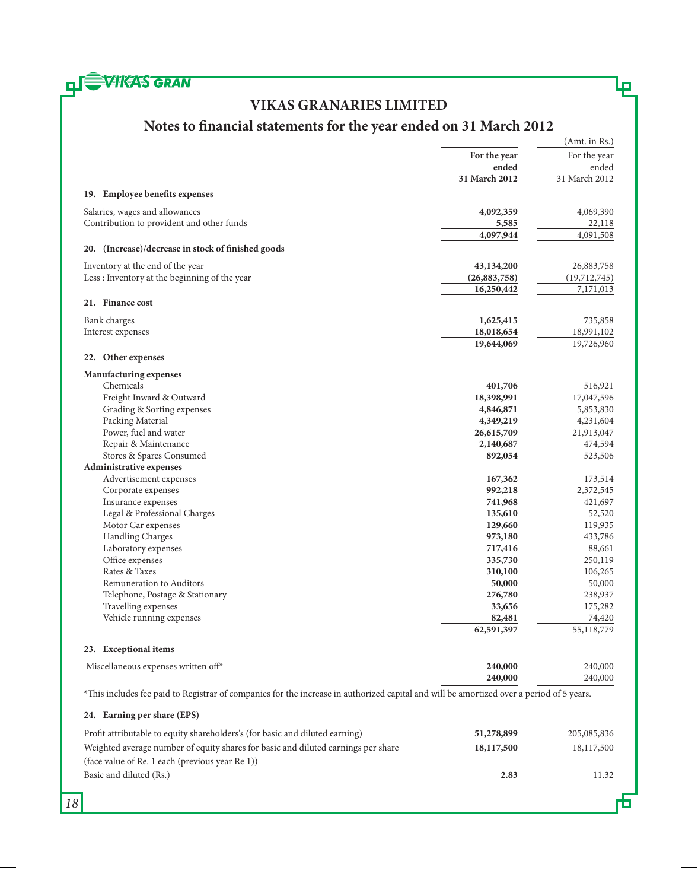# VIKAS GRANARIES LIMITED

## Notes to financial statements for the year ended on 31 March 2012

| | For the year ended 31 March 2012 | (Amt. in Rs.) For the year ended 31 March 2012 |
|---|---|---|
| **19. Employee benefits expenses** | | |
| Salaries, wages and allowances | **4,092,359** | 4,069,390 |
| Contribution to provident and other funds | **5,585** | 22,118 |
| | **4,097,944** | 4,091,508 |
| **20. (Increase)/decrease in stock of finished goods** | | |
| Inventory at the end of the year | **43,134,200** | 26,883,758 |
| Less : Inventory at the beginning of the year | **(26,883,758)** | (19,712,745) |
| | **16,250,442** | 7,171,013 |
| **21. Finance cost** | | |
| Bank charges | **1,625,415** | 735,858 |
| Interest expenses | **18,018,654** | 18,991,102 |
| | **19,644,069** | 19,726,960 |
| **22. Other expenses** | | |
| **Manufacturing expenses** | | |
| Chemicals | **401,706** | 516,921 |
| Freight Inward & Outward | **18,398,991** | 17,047,596 |
| Grading & Sorting expenses | **4,846,871** | 5,853,830 |
| Packing Material | **4,349,219** | 4,231,604 |
| Power, fuel and water | **26,615,709** | 21,913,047 |
| Repair & Maintenance | **2,140,687** | 474,594 |
| Stores & Spares Consumed | **892,054** | 523,506 |
| **Administrative expenses** | | |
| Advertisement expenses | **167,362** | 173,514 |
| Corporate expenses | **992,218** | 2,372,545 |
| Insurance expenses | **741,968** | 421,697 |
| Legal & Professional Charges | **135,610** | 52,520 |
| Motor Car expenses | **129,660** | 119,935 |
| Handling Charges | **973,180** | 433,786 |
| Laboratory expenses | **717,416** | 88,661 |
| Office expenses | **335,730** | 250,119 |
| Rates & Taxes | **310,100** | 106,265 |
| Remuneration to Auditors | **50,000** | 50,000 |
| Telephone, Postage & Stationary | **276,780** | 238,937 |
| Travelling expenses | **33,656** | 175,282 |
| Vehicle running expenses | **82,481** | 74,420 |
| | **62,591,397** | 55,118,779 |
| **23. Exceptional items** | | |
| Miscellaneous expenses written off* | **240,000** | 240,000 |
| | **240,000** | 240,000 |

*This includes fee paid to Registrar of companies for the increase in authorized capital and will be amortized over a period of 5 years.

**24. Earning per share (EPS)**

| | | |
|---|---|---|
| Profit attributable to equity shareholders's (for basic and diluted earning) | **51,278,899** | 205,085,836 |
| Weighted average number of equity shares for basic and diluted earnings per share (face value of Re. 1 each (previous year Re 1)) | **18,117,500** | 18,117,500 |
| Basic and diluted (Rs.) | **2.83** | 11.32 |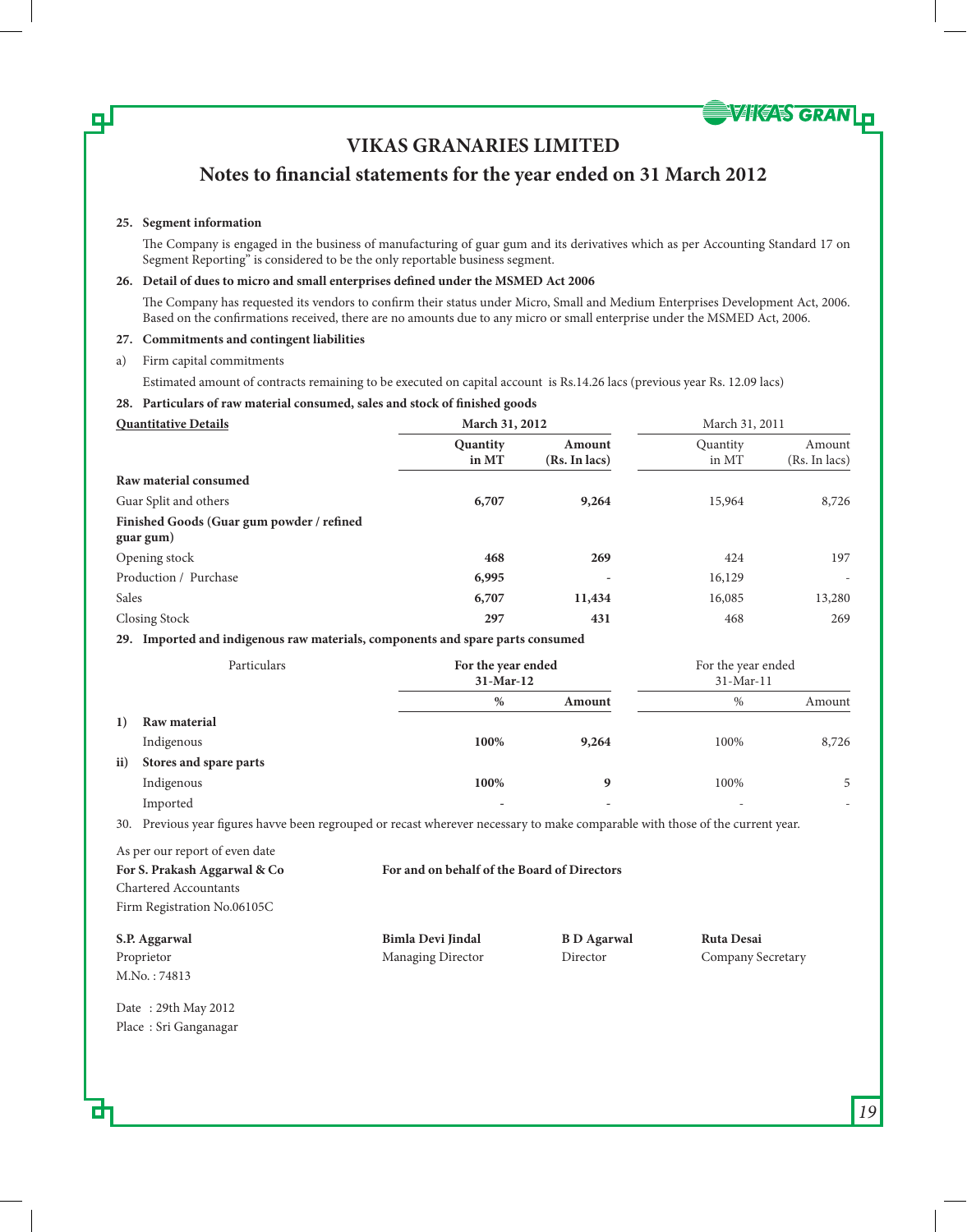# VIKAS GRANARIES LIMITED

## Notes to financial statements for the year ended on 31 March 2012

**25. Segment information**

The Company is engaged in the business of manufacturing of guar gum and its derivatives which as per Accounting Standard 17 on Segment Reporting" is considered to be the only reportable business segment.

**26. Detail of dues to micro and small enterprises defined under the MSMED Act 2006**

The Company has requested its vendors to confirm their status under Micro, Small and Medium Enterprises Development Act, 2006. Based on the confirmations received, there are no amounts due to any micro or small enterprise under the MSMED Act, 2006.

**27. Commitments and contingent liabilities**

a) Firm capital commitments

Estimated amount of contracts remaining to be executed on capital account is Rs.14.26 lacs (previous year Rs. 12.09 lacs)

**28. Particulars of raw material consumed, sales and stock of finished goods**

| Quantitative Details | March 31, 2012 | | March 31, 2011 | |
|---|---|---|---|---|
| | **Quantity in MT** | **Amount (Rs. In lacs)** | Quantity in MT | Amount (Rs. In lacs) |
| **Raw material consumed** | | | | |
| Guar Split and others | **6,707** | **9,264** | 15,964 | 8,726 |
| **Finished Goods (Guar gum powder / refined guar gum)** | | | | |
| Opening stock | **468** | **269** | 424 | 197 |
| Production / Purchase | **6,995** | - | 16,129 | - |
| Sales | **6,707** | **11,434** | 16,085 | 13,280 |
| Closing Stock | **297** | **431** | 468 | 269 |

**29. Imported and indigenous raw materials, components and spare parts consumed**

| | Particulars | For the year ended 31-Mar-12 | | For the year ended 31-Mar-11 | |
|---|---|---|---|---|---|
| | | **%** | **Amount** | % | Amount |
| **1)** | **Raw material** | | | | |
| | Indigenous | **100%** | **9,264** | 100% | 8,726 |
| **ii)** | **Stores and spare parts** | | | | |
| | Indigenous | **100%** | **9** | 100% | 5 |
| | Imported | - | - | - | - |

30. Previous year figures havve been regrouped or recast wherever necessary to make comparable with those of the current year.

As per our report of even date

**For S. Prakash Aggarwal & Co**
Chartered Accountants
Firm Registration No.06105C

**For and on behalf of the Board of Directors**

**S.P. Aggarwal**
Proprietor
M.No. : 74813

**Bimla Devi Jindal**
Managing Director

**B D Agarwal**
Director

**Ruta Desai**
Company Secretary

Date : 29th May 2012
Place : Sri Ganganagar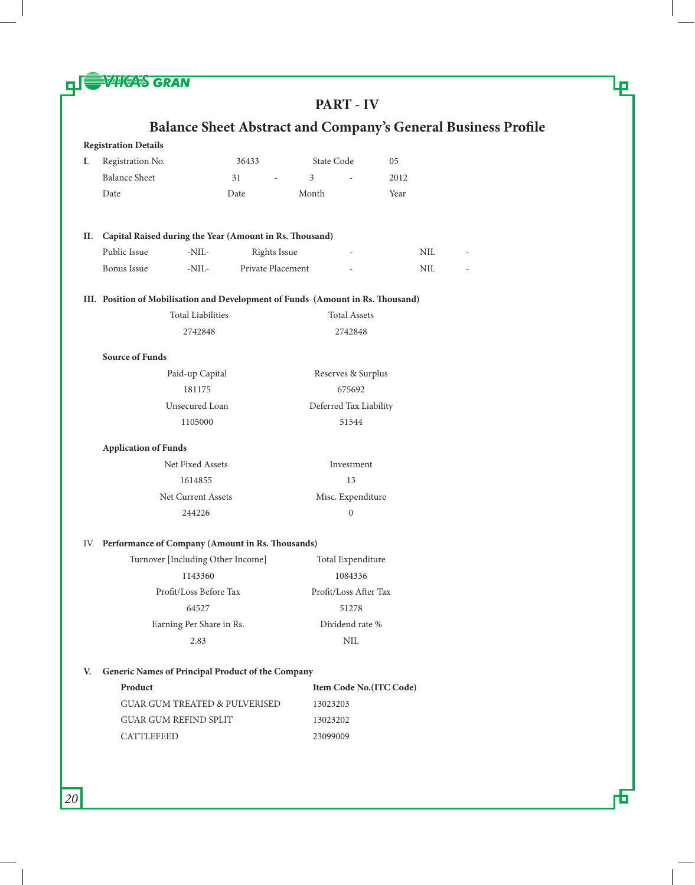# PART - IV

## Balance Sheet Abstract and Company's General Business Profile

**Registration Details**

| | | | | | | |
|---|---|---|---|---|---|---|
| **I.** | Registration No. | 36433 | | State Code | | 05 |
| | Balance Sheet | 31 | - | 3 | - | 2012 |
| | Date | Date | | Month | | Year |

**II. Capital Raised during the Year (Amount in Rs. Thousand)**

| | | | | | |
|---|---|---|---|---|---|
| Public Issue | -NIL- | Rights Issue | - | NIL | - |
| Bonus Issue | -NIL- | Private Placement | - | NIL | - |

**III. Position of Mobilisation and Development of Funds (Amount in Rs. Thousand)**

| Total Liabilities | Total Assets |
|---|---|
| 2742848 | 2742848 |

**Source of Funds**

| Paid-up Capital | Reserves & Surplus |
|---|---|
| 181175 | 675692 |
| Unsecured Loan | Deferred Tax Liability |
| 1105000 | 51544 |

**Application of Funds**

| Net Fixed Assets | Investment |
|---|---|
| 1614855 | 13 |
| Net Current Assets | Misc. Expenditure |
| 244226 | 0 |

**IV. Performance of Company (Amount in Rs. Thousands)**

| Turnover [Including Other Income] | Total Expenditure |
|---|---|
| 1143360 | 1084336 |
| Profit/Loss Before Tax | Profit/Loss After Tax |
| 64527 | 51278 |
| Earning Per Share in Rs. | Dividend rate % |
| 2.83 | NIL |

**V. Generic Names of Principal Product of the Company**

| **Product** | **Item Code No.(ITC Code)** |
|---|---|
| GUAR GUM TREATED & PULVERISED | 13023203 |
| GUAR GUM REFIND SPLIT | 13023202 |
| CATTLEFEED | 23099009 |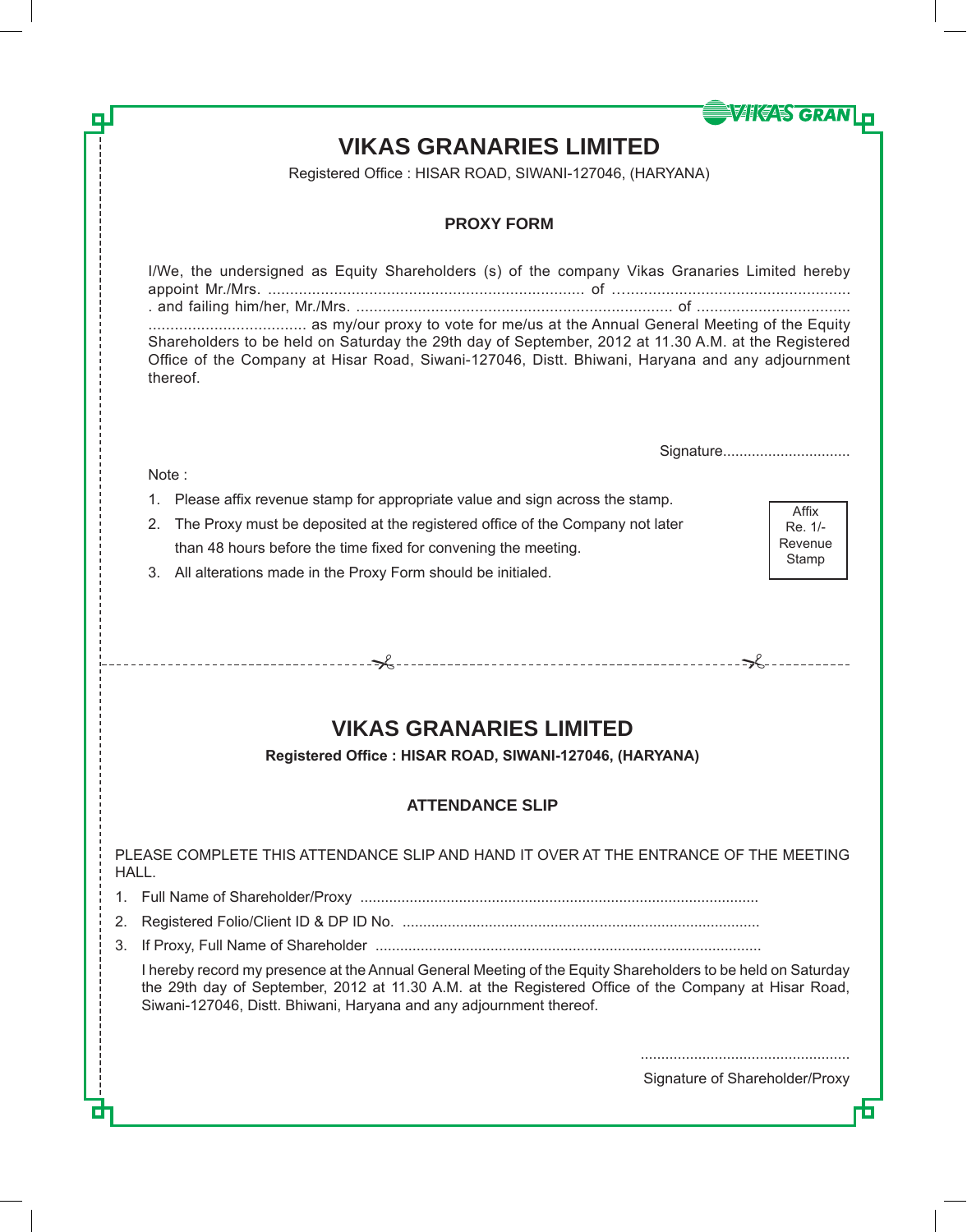# VIKAS GRANARIES LIMITED

Registered Office : HISAR ROAD, SIWANI-127046, (HARYANA)

## PROXY FORM

I/We, the undersigned as Equity Shareholders (s) of the company Vikas Granaries Limited hereby appoint Mr./Mrs. ........................................................................ of ...................................................... . and failing him/her, Mr./Mrs. ........................................................................ of .................................. .................................... as my/our proxy to vote for me/us at the Annual General Meeting of the Equity Shareholders to be held on Saturday the 29th day of September, 2012 at 11.30 A.M. at the Registered Office of the Company at Hisar Road, Siwani-127046, Distt. Bhiwani, Haryana and any adjournment thereof.

Signature..............................

Note :

1. Please affix revenue stamp for appropriate value and sign across the stamp.
2. The Proxy must be deposited at the registered office of the Company not later than 48 hours before the time fixed for convening the meeting.
3. All alterations made in the Proxy Form should be initialed.

Affix Re. 1/- Revenue Stamp

---

# VIKAS GRANARIES LIMITED

**Registered Office : HISAR ROAD, SIWANI-127046, (HARYANA)**

## ATTENDANCE SLIP

PLEASE COMPLETE THIS ATTENDANCE SLIP AND HAND IT OVER AT THE ENTRANCE OF THE MEETING HALL.

1. Full Name of Shareholder/Proxy ................................................................................................
2. Registered Folio/Client ID & DP ID No. .....................................................................................
3. If Proxy, Full Name of Shareholder ............................................................................................

   I hereby record my presence at the Annual General Meeting of the Equity Shareholders to be held on Saturday the 29th day of September, 2012 at 11.30 A.M. at the Registered Office of the Company at Hisar Road, Siwani-127046, Distt. Bhiwani, Haryana and any adjournment thereof.

..................................................

Signature of Shareholder/Proxy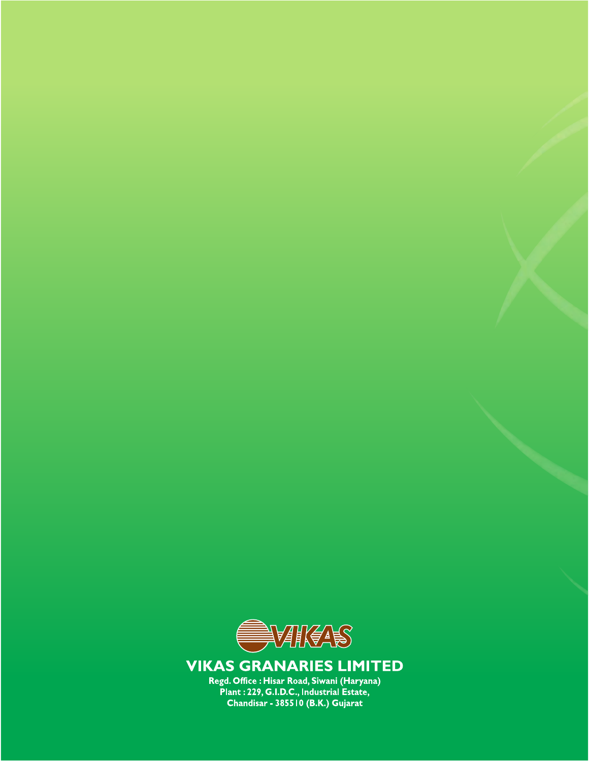VIKAS

**VIKAS GRANARIES LIMITED**

Regd. Office : Hisar Road, Siwani (Haryana)
Plant : 229, G.I.D.C., Industrial Estate,
Chandisar - 385510 (B.K.) Gujarat